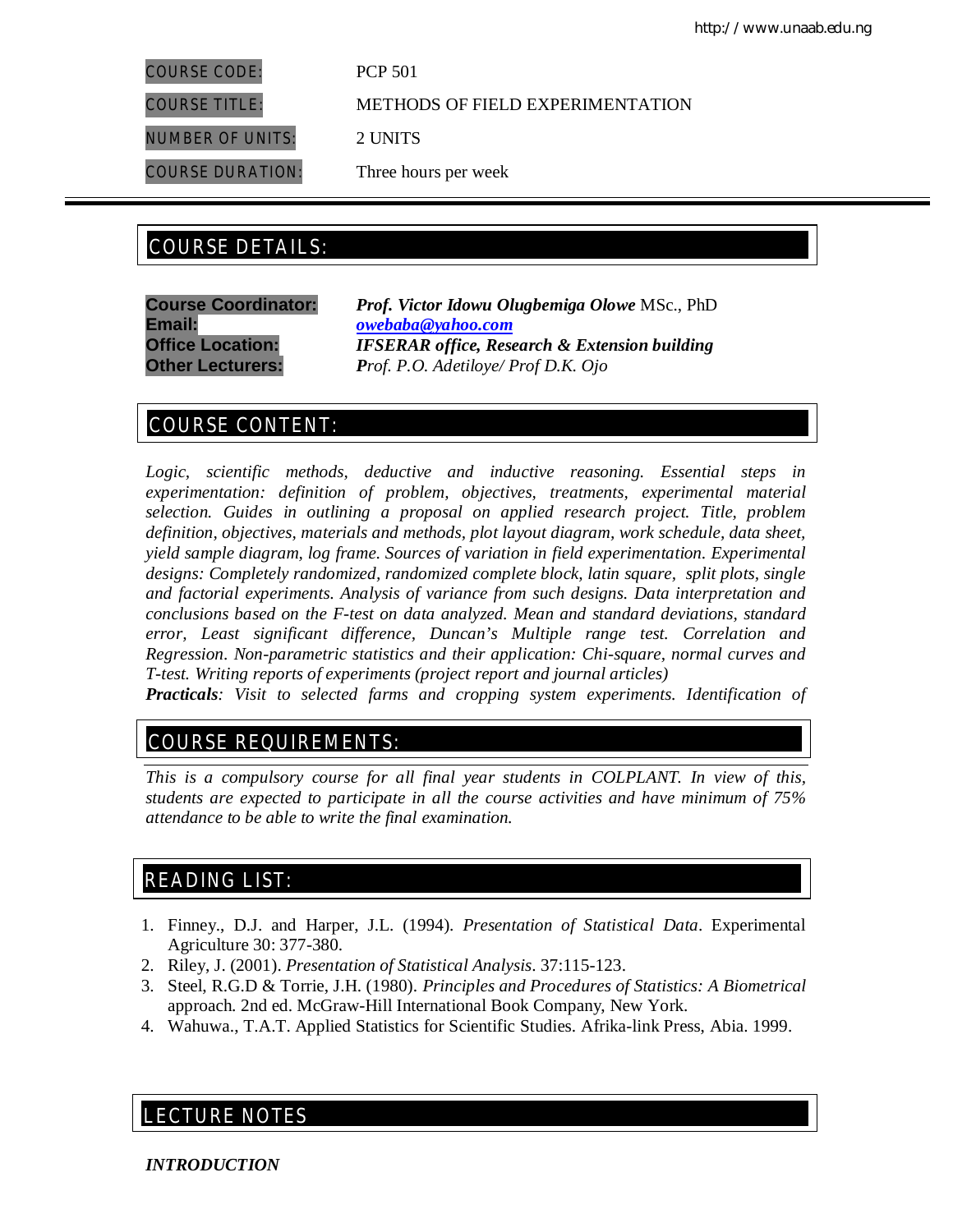| | |
|---|---|
| COURSE CODE: | PCP 501 |
| COURSE TITLE: | METHODS OF FIELD EXPERIMENTATION |
| NUMBER OF UNITS: | 2 UNITS |
| COURSE DURATION: | Three hours per week |

## COURSE DETAILS:

**Course Coordinator:** ***Prof. Victor Idowu Olugbemiga Olowe*** MSc., PhD
**Email:** ***owebaba@yahoo.com***
**Office Location:** ***IFSERAR office, Research & Extension building***
**Other Lecturers:** *Prof. P.O. Adetiloye/ Prof D.K. Ojo*

## COURSE CONTENT:

*Logic, scientific methods, deductive and inductive reasoning. Essential steps in experimentation: definition of problem, objectives, treatments, experimental material selection. Guides in outlining a proposal on applied research project. Title, problem definition, objectives, materials and methods, plot layout diagram, work schedule, data sheet, yield sample diagram, log frame. Sources of variation in field experimentation. Experimental designs: Completely randomized, randomized complete block, latin square, split plots, single and factorial experiments. Analysis of variance from such designs. Data interpretation and conclusions based on the F-test on data analyzed. Mean and standard deviations, standard error, Least significant difference, Duncan's Multiple range test. Correlation and Regression. Non-parametric statistics and their application: Chi-square, normal curves and T-test. Writing reports of experiments (project report and journal articles)*

***Practicals****: Visit to selected farms and cropping system experiments. Identification of*

## COURSE REQUIREMENTS:

*This is a compulsory course for all final year students in COLPLANT. In view of this, students are expected to participate in all the course activities and have minimum of 75% attendance to be able to write the final examination.*

## READING LIST:

1. Finney., D.J. and Harper, J.L. (1994). *Presentation of Statistical Data*. Experimental Agriculture 30: 377-380.
2. Riley, J. (2001). *Presentation of Statistical Analysis*. 37:115-123.
3. Steel, R.G.D & Torrie, J.H. (1980). *Principles and Procedures of Statistics: A Biometrical* approach. 2nd ed. McGraw-Hill International Book Company, New York.
4. Wahuwa., T.A.T. Applied Statistics for Scientific Studies. Afrika-link Press, Abia. 1999.

## LECTURE NOTES

***INTRODUCTION***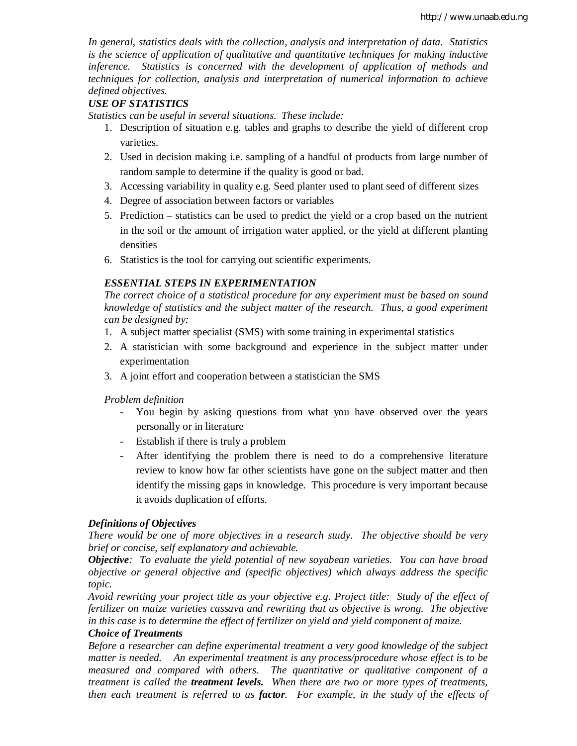*In general, statistics deals with the collection, analysis and interpretation of data. Statistics is the science of application of qualitative and quantitative techniques for making inductive inference. Statistics is concerned with the development of application of methods and techniques for collection, analysis and interpretation of numerical information to achieve defined objectives.*

***USE OF STATISTICS***

*Statistics can be useful in several situations. These include:*

1. Description of situation e.g. tables and graphs to describe the yield of different crop varieties.
2. Used in decision making i.e. sampling of a handful of products from large number of random sample to determine if the quality is good or bad.
3. Accessing variability in quality e.g. Seed planter used to plant seed of different sizes
4. Degree of association between factors or variables
5. Prediction – statistics can be used to predict the yield or a crop based on the nutrient in the soil or the amount of irrigation water applied, or the yield at different planting densities
6. Statistics is the tool for carrying out scientific experiments.

***ESSENTIAL STEPS IN EXPERIMENTATION***

*The correct choice of a statistical procedure for any experiment must be based on sound knowledge of statistics and the subject matter of the research. Thus, a good experiment can be designed by:*

1. A subject matter specialist (SMS) with some training in experimental statistics
2. A statistician with some background and experience in the subject matter under experimentation
3. A joint effort and cooperation between a statistician the SMS

*Problem definition*

- You begin by asking questions from what you have observed over the years personally or in literature
- Establish if there is truly a problem
- After identifying the problem there is need to do a comprehensive literature review to know how far other scientists have gone on the subject matter and then identify the missing gaps in knowledge. This procedure is very important because it avoids duplication of efforts.

***Definitions of Objectives***

*There would be one of more objectives in a research study. The objective should be very brief or concise, self explanatory and achievable.*

***Objective**: To evaluate the yield potential of new soyabean varieties. You can have broad objective or general objective and (specific objectives) which always address the specific topic.*

*Avoid rewriting your project title as your objective e.g. Project title: Study of the effect of fertilizer on maize varieties cassava and rewriting that as objective is wrong. The objective in this case is to determine the effect of fertilizer on yield and yield component of maize.*

***Choice of Treatments***

*Before a researcher can define experimental treatment a very good knowledge of the subject matter is needed. An experimental treatment is any process/procedure whose effect is to be measured and compared with others. The quantitative or qualitative component of a treatment is called the **treatment levels.** When there are two or more types of treatments, then each treatment is referred to as **factor**. For example, in the study of the effects of*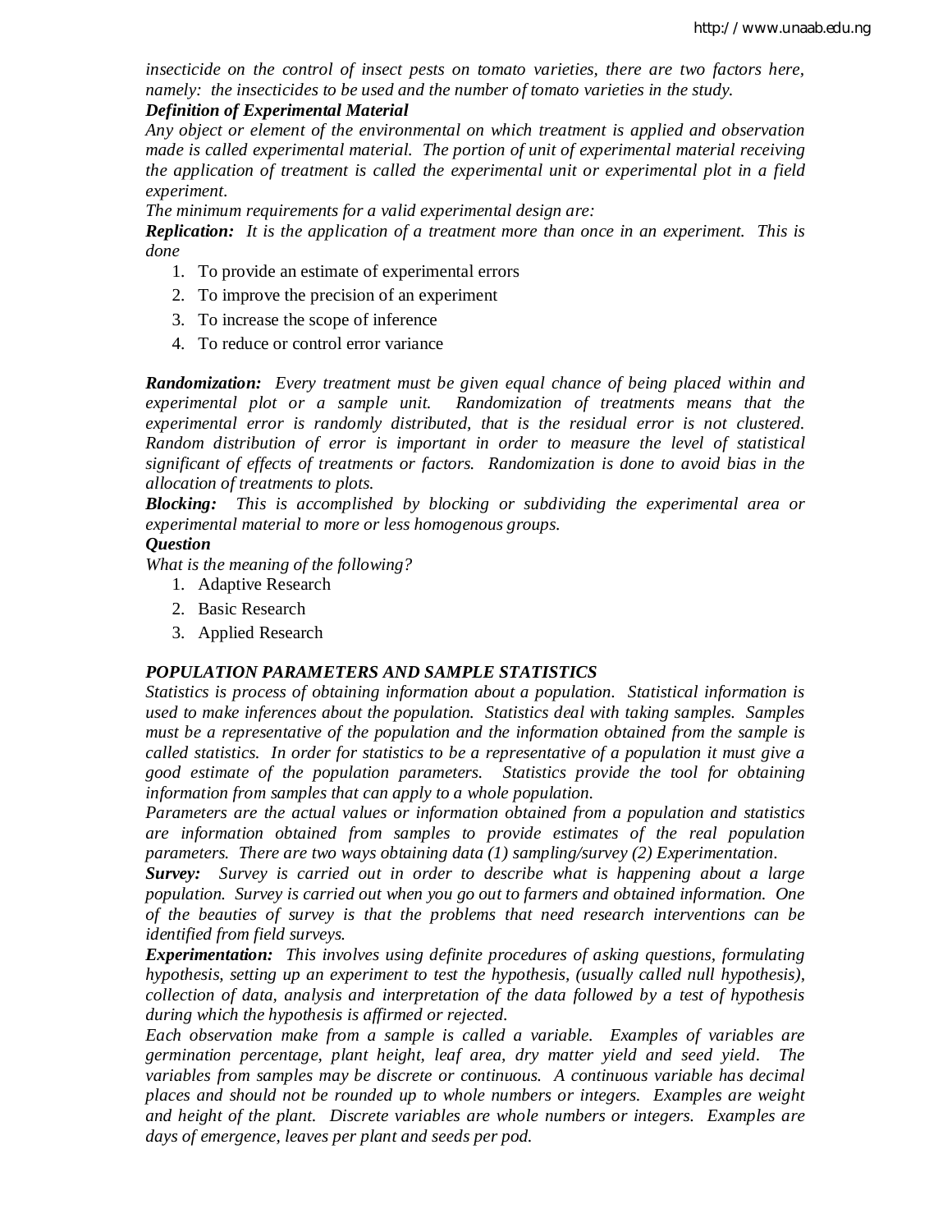*insecticide on the control of insect pests on tomato varieties, there are two factors here, namely: the insecticides to be used and the number of tomato varieties in the study.*

***Definition of Experimental Material***

*Any object or element of the environmental on which treatment is applied and observation made is called experimental material. The portion of unit of experimental material receiving the application of treatment is called the experimental unit or experimental plot in a field experiment.*

*The minimum requirements for a valid experimental design are:*

***Replication:*** *It is the application of a treatment more than once in an experiment. This is done*

1. To provide an estimate of experimental errors
2. To improve the precision of an experiment
3. To increase the scope of inference
4. To reduce or control error variance

***Randomization:*** *Every treatment must be given equal chance of being placed within and experimental plot or a sample unit. Randomization of treatments means that the experimental error is randomly distributed, that is the residual error is not clustered. Random distribution of error is important in order to measure the level of statistical significant of effects of treatments or factors. Randomization is done to avoid bias in the allocation of treatments to plots.*

***Blocking:*** *This is accomplished by blocking or subdividing the experimental area or experimental material to more or less homogenous groups.*

***Question***

*What is the meaning of the following?*

1. Adaptive Research
2. Basic Research
3. Applied Research

***POPULATION PARAMETERS AND SAMPLE STATISTICS***

*Statistics is process of obtaining information about a population. Statistical information is used to make inferences about the population. Statistics deal with taking samples. Samples must be a representative of the population and the information obtained from the sample is called statistics. In order for statistics to be a representative of a population it must give a good estimate of the population parameters. Statistics provide the tool for obtaining information from samples that can apply to a whole population.*

*Parameters are the actual values or information obtained from a population and statistics are information obtained from samples to provide estimates of the real population parameters. There are two ways obtaining data (1) sampling/survey (2) Experimentation.*

***Survey:*** *Survey is carried out in order to describe what is happening about a large population. Survey is carried out when you go out to farmers and obtained information. One of the beauties of survey is that the problems that need research interventions can be identified from field surveys.*

***Experimentation:*** *This involves using definite procedures of asking questions, formulating hypothesis, setting up an experiment to test the hypothesis, (usually called null hypothesis), collection of data, analysis and interpretation of the data followed by a test of hypothesis during which the hypothesis is affirmed or rejected.*

*Each observation make from a sample is called a variable. Examples of variables are germination percentage, plant height, leaf area, dry matter yield and seed yield. The variables from samples may be discrete or continuous. A continuous variable has decimal places and should not be rounded up to whole numbers or integers. Examples are weight and height of the plant. Discrete variables are whole numbers or integers. Examples are days of emergence, leaves per plant and seeds per pod.*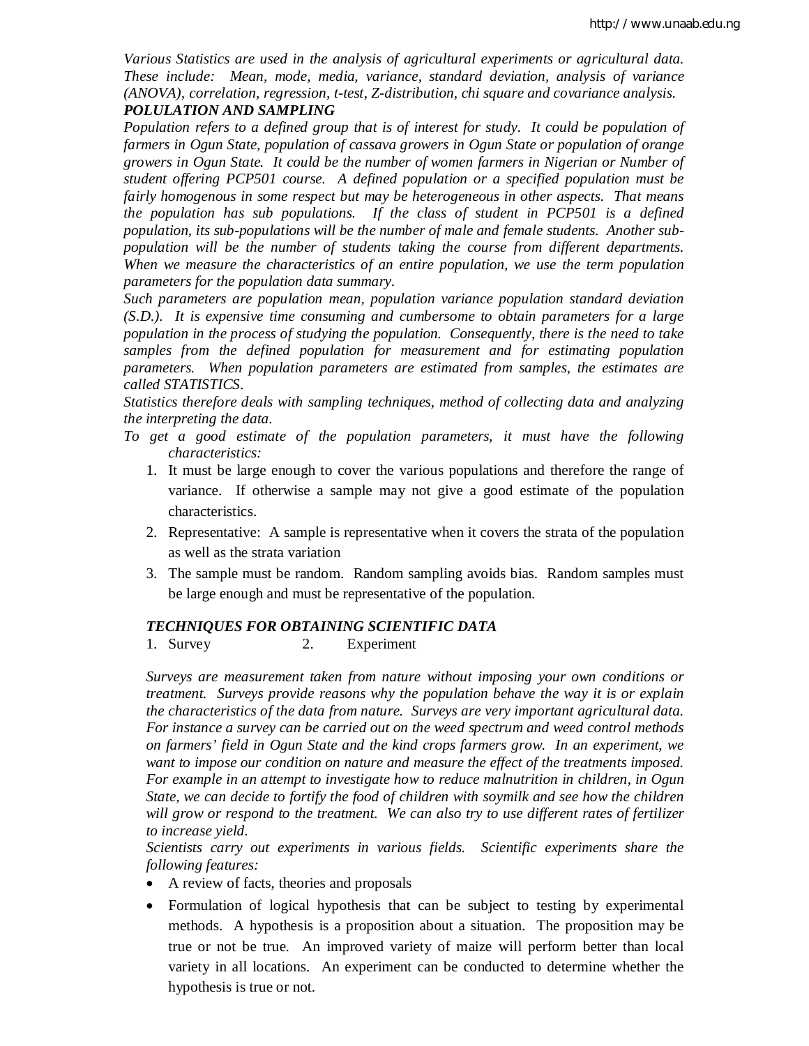*Various Statistics are used in the analysis of agricultural experiments or agricultural data. These include: Mean, mode, media, variance, standard deviation, analysis of variance (ANOVA), correlation, regression, t-test, Z-distribution, chi square and covariance analysis.*

***POLULATION AND SAMPLING***

*Population refers to a defined group that is of interest for study. It could be population of farmers in Ogun State, population of cassava growers in Ogun State or population of orange growers in Ogun State. It could be the number of women farmers in Nigerian or Number of student offering PCP501 course. A defined population or a specified population must be fairly homogenous in some respect but may be heterogeneous in other aspects. That means the population has sub populations. If the class of student in PCP501 is a defined population, its sub-populations will be the number of male and female students. Another sub-population will be the number of students taking the course from different departments. When we measure the characteristics of an entire population, we use the term population parameters for the population data summary.*

*Such parameters are population mean, population variance population standard deviation (S.D.). It is expensive time consuming and cumbersome to obtain parameters for a large population in the process of studying the population. Consequently, there is the need to take samples from the defined population for measurement and for estimating population parameters. When population parameters are estimated from samples, the estimates are called STATISTICS.*

*Statistics therefore deals with sampling techniques, method of collecting data and analyzing the interpreting the data.*

*To get a good estimate of the population parameters, it must have the following characteristics:*

1. It must be large enough to cover the various populations and therefore the range of variance. If otherwise a sample may not give a good estimate of the population characteristics.
2. Representative: A sample is representative when it covers the strata of the population as well as the strata variation
3. The sample must be random. Random sampling avoids bias. Random samples must be large enough and must be representative of the population.

***TECHNIQUES FOR OBTAINING SCIENTIFIC DATA***

1. Survey
2. Experiment

*Surveys are measurement taken from nature without imposing your own conditions or treatment. Surveys provide reasons why the population behave the way it is or explain the characteristics of the data from nature. Surveys are very important agricultural data. For instance a survey can be carried out on the weed spectrum and weed control methods on farmers' field in Ogun State and the kind crops farmers grow. In an experiment, we want to impose our condition on nature and measure the effect of the treatments imposed. For example in an attempt to investigate how to reduce malnutrition in children, in Ogun State, we can decide to fortify the food of children with soymilk and see how the children will grow or respond to the treatment. We can also try to use different rates of fertilizer to increase yield.*

*Scientists carry out experiments in various fields. Scientific experiments share the following features:*

- A review of facts, theories and proposals
- Formulation of logical hypothesis that can be subject to testing by experimental methods. A hypothesis is a proposition about a situation. The proposition may be true or not be true. An improved variety of maize will perform better than local variety in all locations. An experiment can be conducted to determine whether the hypothesis is true or not.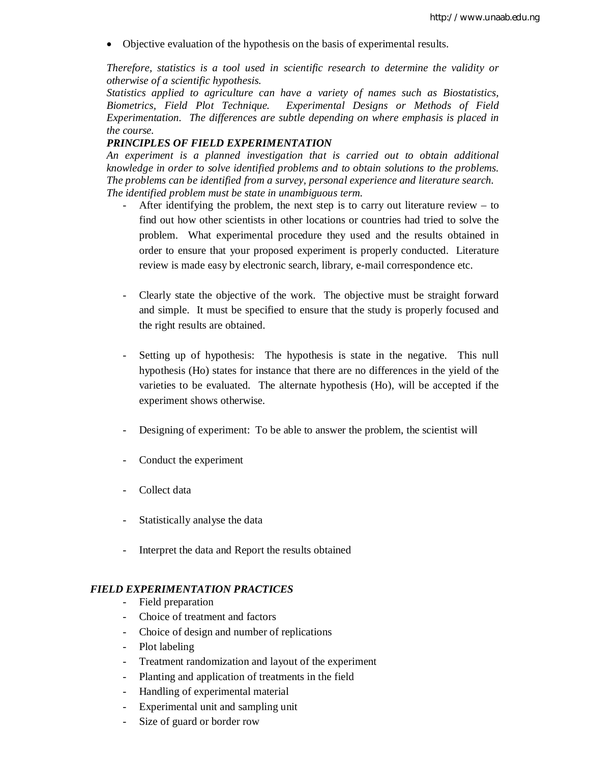- Objective evaluation of the hypothesis on the basis of experimental results.

*Therefore, statistics is a tool used in scientific research to determine the validity or otherwise of a scientific hypothesis.*
*Statistics applied to agriculture can have a variety of names such as Biostatistics, Biometrics, Field Plot Technique. Experimental Designs or Methods of Field Experimentation. The differences are subtle depending on where emphasis is placed in the course.*

***PRINCIPLES OF FIELD EXPERIMENTATION***

*An experiment is a planned investigation that is carried out to obtain additional knowledge in order to solve identified problems and to obtain solutions to the problems. The problems can be identified from a survey, personal experience and literature search. The identified problem must be state in unambiguous term.*

- After identifying the problem, the next step is to carry out literature review – to find out how other scientists in other locations or countries had tried to solve the problem. What experimental procedure they used and the results obtained in order to ensure that your proposed experiment is properly conducted. Literature review is made easy by electronic search, library, e-mail correspondence etc.

- Clearly state the objective of the work. The objective must be straight forward and simple. It must be specified to ensure that the study is properly focused and the right results are obtained.

- Setting up of hypothesis: The hypothesis is state in the negative. This null hypothesis (Ho) states for instance that there are no differences in the yield of the varieties to be evaluated. The alternate hypothesis (Ho), will be accepted if the experiment shows otherwise.

- Designing of experiment: To be able to answer the problem, the scientist will

- Conduct the experiment

- Collect data

- Statistically analyse the data

- Interpret the data and Report the results obtained

***FIELD EXPERIMENTATION PRACTICES***

- Field preparation
- Choice of treatment and factors
- Choice of design and number of replications
- Plot labeling
- Treatment randomization and layout of the experiment
- Planting and application of treatments in the field
- Handling of experimental material
- Experimental unit and sampling unit
- Size of guard or border row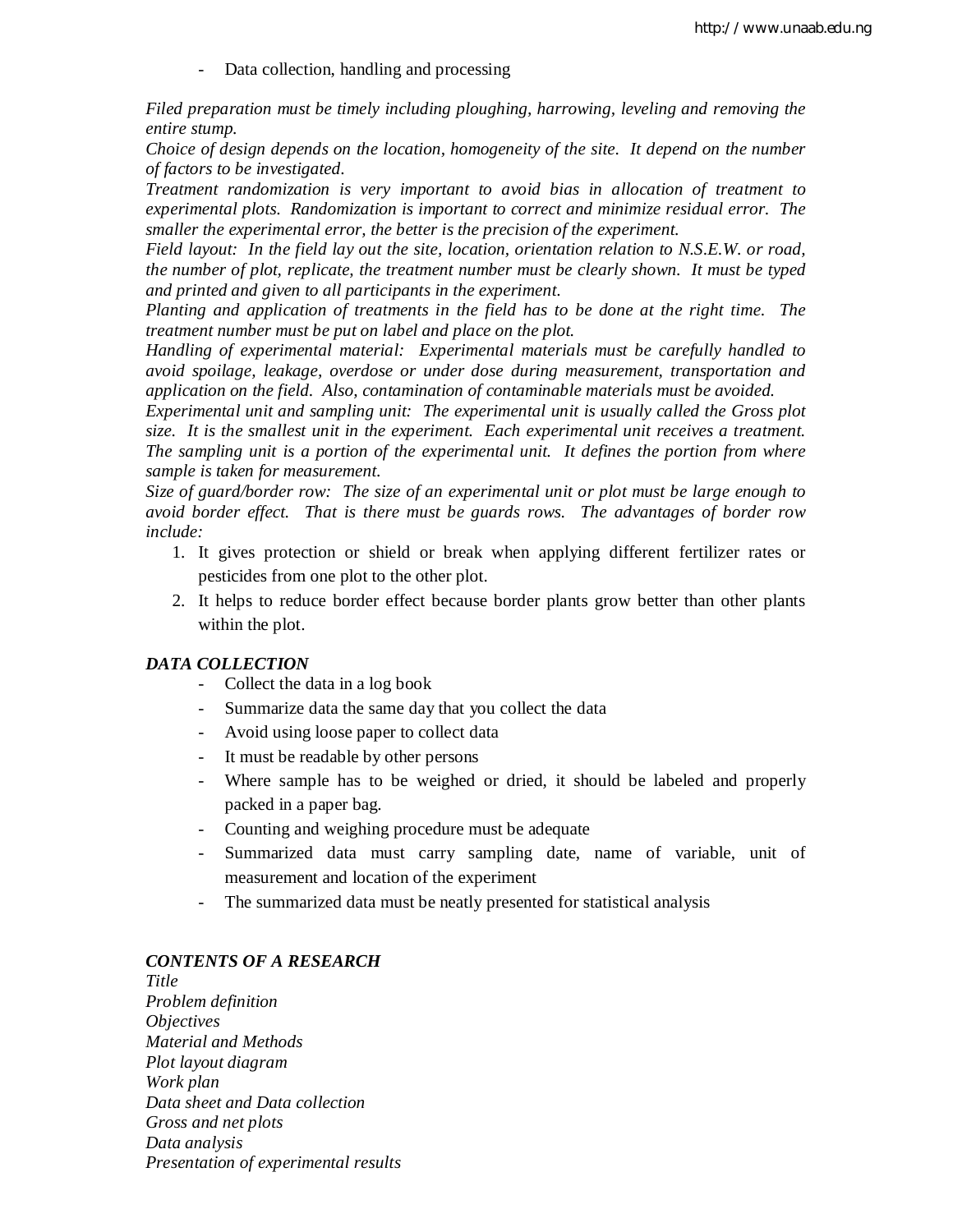- Data collection, handling and processing

*Filed preparation must be timely including ploughing, harrowing, leveling and removing the entire stump.*

*Choice of design depends on the location, homogeneity of the site. It depend on the number of factors to be investigated.*

*Treatment randomization is very important to avoid bias in allocation of treatment to experimental plots. Randomization is important to correct and minimize residual error. The smaller the experimental error, the better is the precision of the experiment.*

*Field layout: In the field lay out the site, location, orientation relation to N.S.E.W. or road, the number of plot, replicate, the treatment number must be clearly shown. It must be typed and printed and given to all participants in the experiment.*

*Planting and application of treatments in the field has to be done at the right time. The treatment number must be put on label and place on the plot.*

*Handling of experimental material: Experimental materials must be carefully handled to avoid spoilage, leakage, overdose or under dose during measurement, transportation and application on the field. Also, contamination of contaminable materials must be avoided.*

*Experimental unit and sampling unit: The experimental unit is usually called the Gross plot size. It is the smallest unit in the experiment. Each experimental unit receives a treatment. The sampling unit is a portion of the experimental unit. It defines the portion from where sample is taken for measurement.*

*Size of guard/border row: The size of an experimental unit or plot must be large enough to avoid border effect. That is there must be guards rows. The advantages of border row include:*

1. It gives protection or shield or break when applying different fertilizer rates or pesticides from one plot to the other plot.
2. It helps to reduce border effect because border plants grow better than other plants within the plot.

***DATA COLLECTION***

- Collect the data in a log book
- Summarize data the same day that you collect the data
- Avoid using loose paper to collect data
- It must be readable by other persons
- Where sample has to be weighed or dried, it should be labeled and properly packed in a paper bag.
- Counting and weighing procedure must be adequate
- Summarized data must carry sampling date, name of variable, unit of measurement and location of the experiment
- The summarized data must be neatly presented for statistical analysis

***CONTENTS OF A RESEARCH***

*Title*
*Problem definition*
*Objectives*
*Material and Methods*
*Plot layout diagram*
*Work plan*
*Data sheet and Data collection*
*Gross and net plots*
*Data analysis*
*Presentation of experimental results*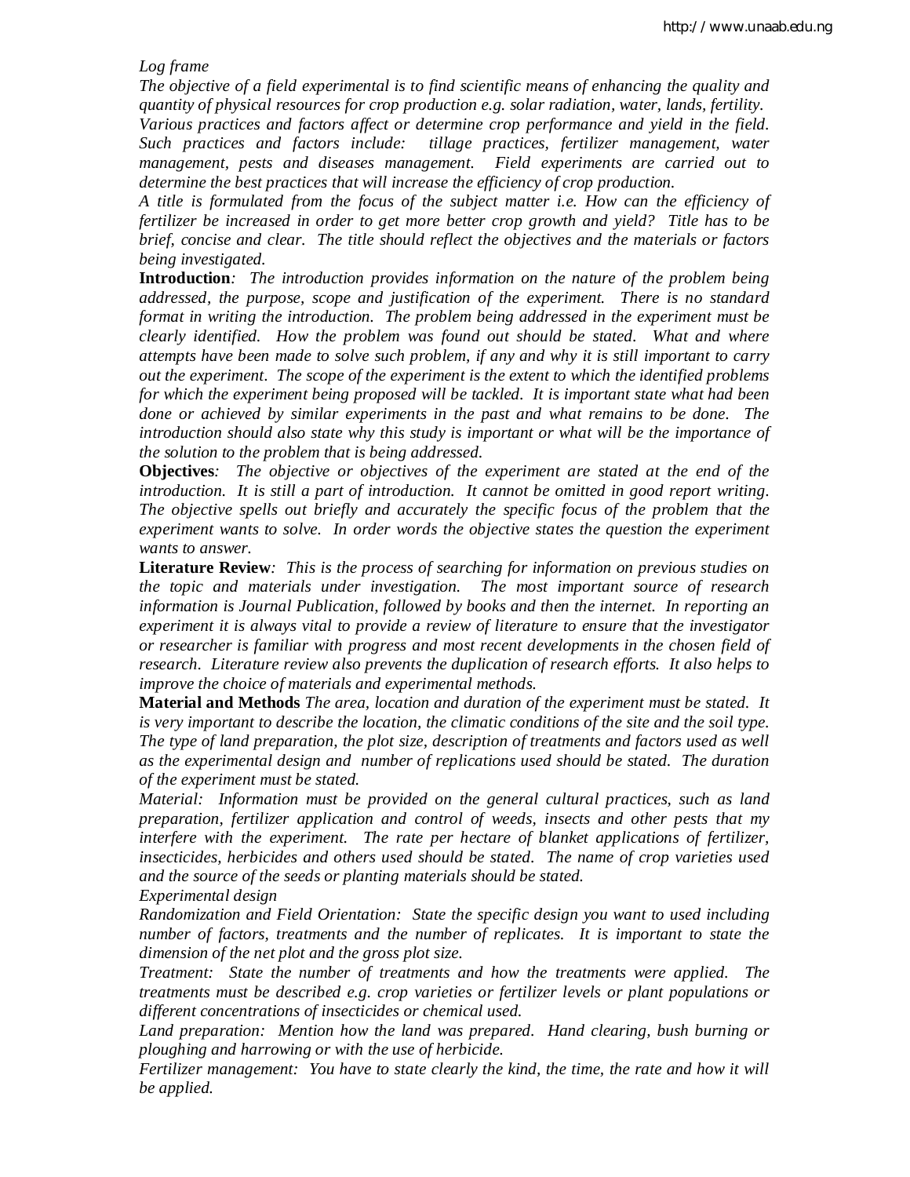*Log frame*

*The objective of a field experimental is to find scientific means of enhancing the quality and quantity of physical resources for crop production e.g. solar radiation, water, lands, fertility. Various practices and factors affect or determine crop performance and yield in the field. Such practices and factors include: tillage practices, fertilizer management, water management, pests and diseases management. Field experiments are carried out to determine the best practices that will increase the efficiency of crop production.*

*A title is formulated from the focus of the subject matter i.e. How can the efficiency of fertilizer be increased in order to get more better crop growth and yield? Title has to be brief, concise and clear. The title should reflect the objectives and the materials or factors being investigated.*

**Introduction***: The introduction provides information on the nature of the problem being addressed, the purpose, scope and justification of the experiment. There is no standard format in writing the introduction. The problem being addressed in the experiment must be clearly identified. How the problem was found out should be stated. What and where attempts have been made to solve such problem, if any and why it is still important to carry out the experiment. The scope of the experiment is the extent to which the identified problems for which the experiment being proposed will be tackled. It is important state what had been done or achieved by similar experiments in the past and what remains to be done. The introduction should also state why this study is important or what will be the importance of the solution to the problem that is being addressed.*

**Objectives***: The objective or objectives of the experiment are stated at the end of the introduction. It is still a part of introduction. It cannot be omitted in good report writing. The objective spells out briefly and accurately the specific focus of the problem that the experiment wants to solve. In order words the objective states the question the experiment wants to answer.*

**Literature Review***: This is the process of searching for information on previous studies on the topic and materials under investigation. The most important source of research information is Journal Publication, followed by books and then the internet. In reporting an experiment it is always vital to provide a review of literature to ensure that the investigator or researcher is familiar with progress and most recent developments in the chosen field of research. Literature review also prevents the duplication of research efforts. It also helps to improve the choice of materials and experimental methods.*

**Material and Methods** *The area, location and duration of the experiment must be stated. It is very important to describe the location, the climatic conditions of the site and the soil type. The type of land preparation, the plot size, description of treatments and factors used as well as the experimental design and number of replications used should be stated. The duration of the experiment must be stated.*

*Material: Information must be provided on the general cultural practices, such as land preparation, fertilizer application and control of weeds, insects and other pests that my interfere with the experiment. The rate per hectare of blanket applications of fertilizer, insecticides, herbicides and others used should be stated. The name of crop varieties used and the source of the seeds or planting materials should be stated.*

*Experimental design*

*Randomization and Field Orientation: State the specific design you want to used including number of factors, treatments and the number of replicates. It is important to state the dimension of the net plot and the gross plot size.*

*Treatment: State the number of treatments and how the treatments were applied. The treatments must be described e.g. crop varieties or fertilizer levels or plant populations or different concentrations of insecticides or chemical used.*

*Land preparation: Mention how the land was prepared. Hand clearing, bush burning or ploughing and harrowing or with the use of herbicide.*

*Fertilizer management: You have to state clearly the kind, the time, the rate and how it will be applied.*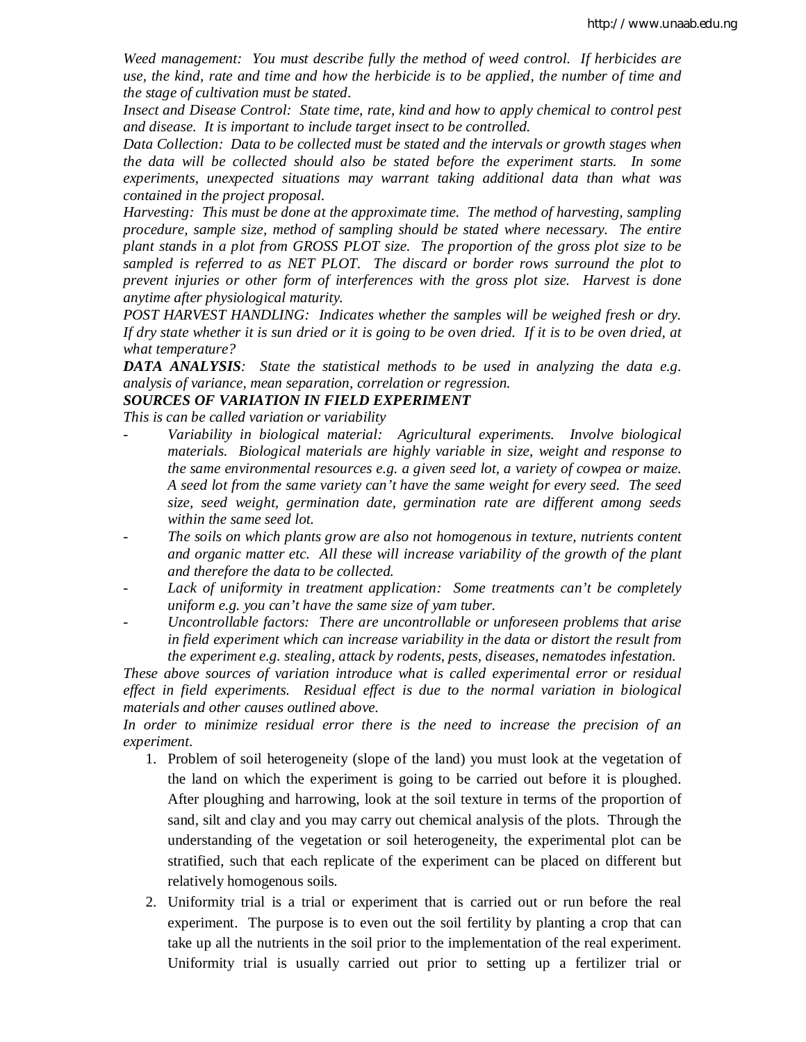*Weed management: You must describe fully the method of weed control. If herbicides are use, the kind, rate and time and how the herbicide is to be applied, the number of time and the stage of cultivation must be stated.*

*Insect and Disease Control: State time, rate, kind and how to apply chemical to control pest and disease. It is important to include target insect to be controlled.*

*Data Collection: Data to be collected must be stated and the intervals or growth stages when the data will be collected should also be stated before the experiment starts. In some experiments, unexpected situations may warrant taking additional data than what was contained in the project proposal.*

*Harvesting: This must be done at the approximate time. The method of harvesting, sampling procedure, sample size, method of sampling should be stated where necessary. The entire plant stands in a plot from GROSS PLOT size. The proportion of the gross plot size to be sampled is referred to as NET PLOT. The discard or border rows surround the plot to prevent injuries or other form of interferences with the gross plot size. Harvest is done anytime after physiological maturity.*

*POST HARVEST HANDLING: Indicates whether the samples will be weighed fresh or dry. If dry state whether it is sun dried or it is going to be oven dried. If it is to be oven dried, at what temperature?*

***DATA ANALYSIS**: State the statistical methods to be used in analyzing the data e.g. analysis of variance, mean separation, correlation or regression.*

***SOURCES OF VARIATION IN FIELD EXPERIMENT***

*This is can be called variation or variability*

- *Variability in biological material: Agricultural experiments. Involve biological materials. Biological materials are highly variable in size, weight and response to the same environmental resources e.g. a given seed lot, a variety of cowpea or maize. A seed lot from the same variety can't have the same weight for every seed. The seed size, seed weight, germination date, germination rate are different among seeds within the same seed lot.*
- *The soils on which plants grow are also not homogenous in texture, nutrients content and organic matter etc. All these will increase variability of the growth of the plant and therefore the data to be collected.*
- *Lack of uniformity in treatment application: Some treatments can't be completely uniform e.g. you can't have the same size of yam tuber.*
- *Uncontrollable factors: There are uncontrollable or unforeseen problems that arise in field experiment which can increase variability in the data or distort the result from the experiment e.g. stealing, attack by rodents, pests, diseases, nematodes infestation.*

*These above sources of variation introduce what is called experimental error or residual effect in field experiments. Residual effect is due to the normal variation in biological materials and other causes outlined above.*

*In order to minimize residual error there is the need to increase the precision of an experiment.*

1. Problem of soil heterogeneity (slope of the land) you must look at the vegetation of the land on which the experiment is going to be carried out before it is ploughed. After ploughing and harrowing, look at the soil texture in terms of the proportion of sand, silt and clay and you may carry out chemical analysis of the plots. Through the understanding of the vegetation or soil heterogeneity, the experimental plot can be stratified, such that each replicate of the experiment can be placed on different but relatively homogenous soils.
2. Uniformity trial is a trial or experiment that is carried out or run before the real experiment. The purpose is to even out the soil fertility by planting a crop that can take up all the nutrients in the soil prior to the implementation of the real experiment. Uniformity trial is usually carried out prior to setting up a fertilizer trial or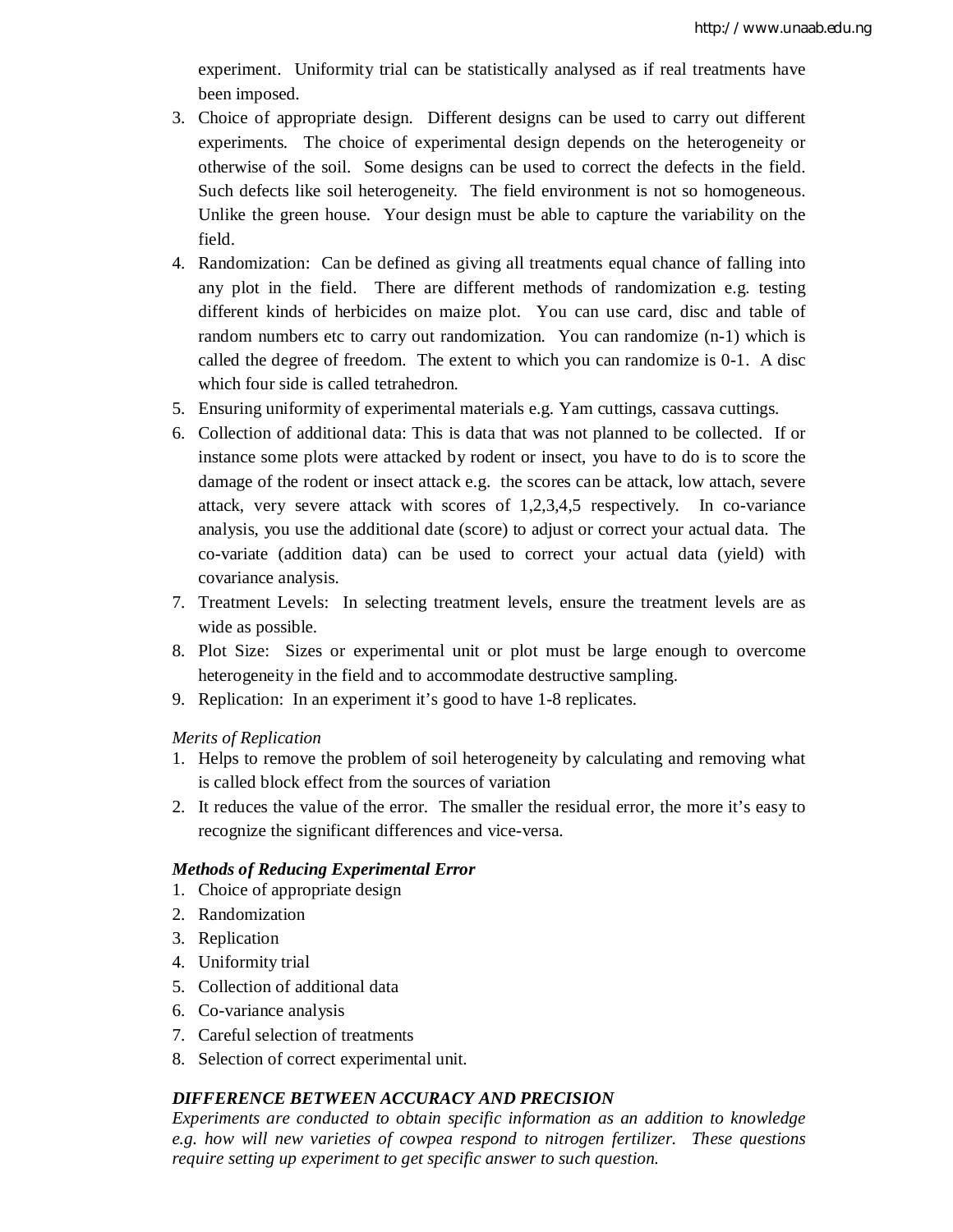experiment. Uniformity trial can be statistically analysed as if real treatments have been imposed.

3. Choice of appropriate design. Different designs can be used to carry out different experiments. The choice of experimental design depends on the heterogeneity or otherwise of the soil. Some designs can be used to correct the defects in the field. Such defects like soil heterogeneity. The field environment is not so homogeneous. Unlike the green house. Your design must be able to capture the variability on the field.
4. Randomization: Can be defined as giving all treatments equal chance of falling into any plot in the field. There are different methods of randomization e.g. testing different kinds of herbicides on maize plot. You can use card, disc and table of random numbers etc to carry out randomization. You can randomize (n-1) which is called the degree of freedom. The extent to which you can randomize is 0-1. A disc which four side is called tetrahedron.
5. Ensuring uniformity of experimental materials e.g. Yam cuttings, cassava cuttings.
6. Collection of additional data: This is data that was not planned to be collected. If or instance some plots were attacked by rodent or insect, you have to do is to score the damage of the rodent or insect attack e.g. the scores can be attack, low attach, severe attack, very severe attack with scores of 1,2,3,4,5 respectively. In co-variance analysis, you use the additional date (score) to adjust or correct your actual data. The co-variate (addition data) can be used to correct your actual data (yield) with covariance analysis.
7. Treatment Levels: In selecting treatment levels, ensure the treatment levels are as wide as possible.
8. Plot Size: Sizes or experimental unit or plot must be large enough to overcome heterogeneity in the field and to accommodate destructive sampling.
9. Replication: In an experiment it's good to have 1-8 replicates.

*Merits of Replication*

1. Helps to remove the problem of soil heterogeneity by calculating and removing what is called block effect from the sources of variation
2. It reduces the value of the error. The smaller the residual error, the more it's easy to recognize the significant differences and vice-versa.

***Methods of Reducing Experimental Error***

1. Choice of appropriate design
2. Randomization
3. Replication
4. Uniformity trial
5. Collection of additional data
6. Co-variance analysis
7. Careful selection of treatments
8. Selection of correct experimental unit.

***DIFFERENCE BETWEEN ACCURACY AND PRECISION***

*Experiments are conducted to obtain specific information as an addition to knowledge e.g. how will new varieties of cowpea respond to nitrogen fertilizer. These questions require setting up experiment to get specific answer to such question.*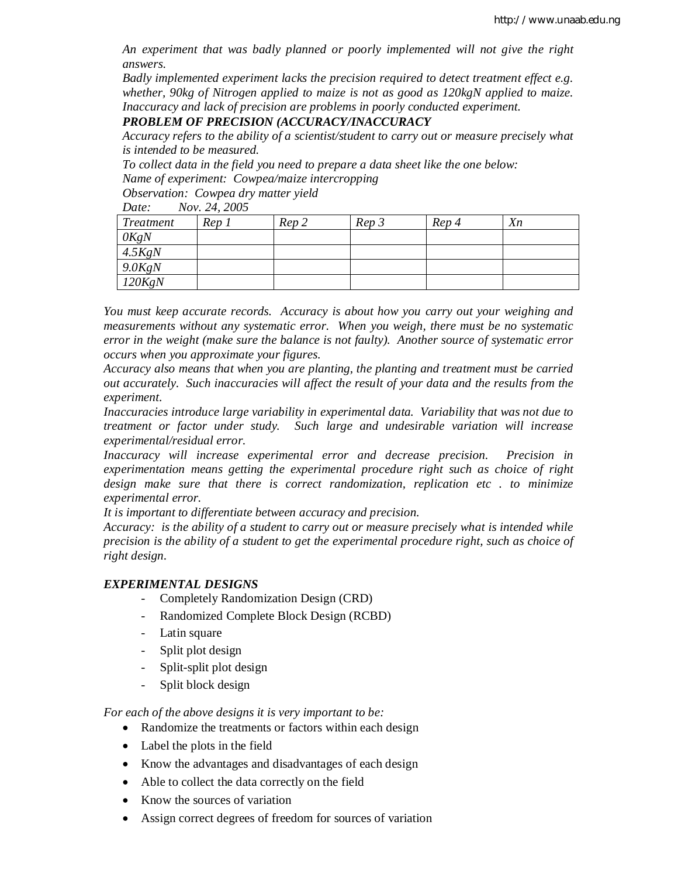*An experiment that was badly planned or poorly implemented will not give the right answers.*

*Badly implemented experiment lacks the precision required to detect treatment effect e.g. whether, 90kg of Nitrogen applied to maize is not as good as 120kgN applied to maize. Inaccuracy and lack of precision are problems in poorly conducted experiment.*

***PROBLEM OF PRECISION (ACCURACY/INACCURACY***

*Accuracy refers to the ability of a scientist/student to carry out or measure precisely what is intended to be measured.*

*To collect data in the field you need to prepare a data sheet like the one below:*

*Name of experiment: Cowpea/maize intercropping*

*Observation: Cowpea dry matter yield*

*Date: Nov. 24, 2005*

| *Treatment* | *Rep 1* | *Rep 2* | *Rep 3* | *Rep 4* | *Xn* |
|---|---|---|---|---|---|
| *0KgN* | | | | | |
| *4.5KgN* | | | | | |
| *9.0KgN* | | | | | |
| *120KgN* | | | | | |

*You must keep accurate records. Accuracy is about how you carry out your weighing and measurements without any systematic error. When you weigh, there must be no systematic error in the weight (make sure the balance is not faulty). Another source of systematic error occurs when you approximate your figures.*

*Accuracy also means that when you are planting, the planting and treatment must be carried out accurately. Such inaccuracies will affect the result of your data and the results from the experiment.*

*Inaccuracies introduce large variability in experimental data. Variability that was not due to treatment or factor under study. Such large and undesirable variation will increase experimental/residual error.*

*Inaccuracy will increase experimental error and decrease precision. Precision in experimentation means getting the experimental procedure right such as choice of right design make sure that there is correct randomization, replication etc . to minimize experimental error.*

*It is important to differentiate between accuracy and precision.*

*Accuracy: is the ability of a student to carry out or measure precisely what is intended while precision is the ability of a student to get the experimental procedure right, such as choice of right design.*

***EXPERIMENTAL DESIGNS***

- Completely Randomization Design (CRD)
- Randomized Complete Block Design (RCBD)
- Latin square
- Split plot design
- Split-split plot design
- Split block design

*For each of the above designs it is very important to be:*

- Randomize the treatments or factors within each design
- Label the plots in the field
- Know the advantages and disadvantages of each design
- Able to collect the data correctly on the field
- Know the sources of variation
- Assign correct degrees of freedom for sources of variation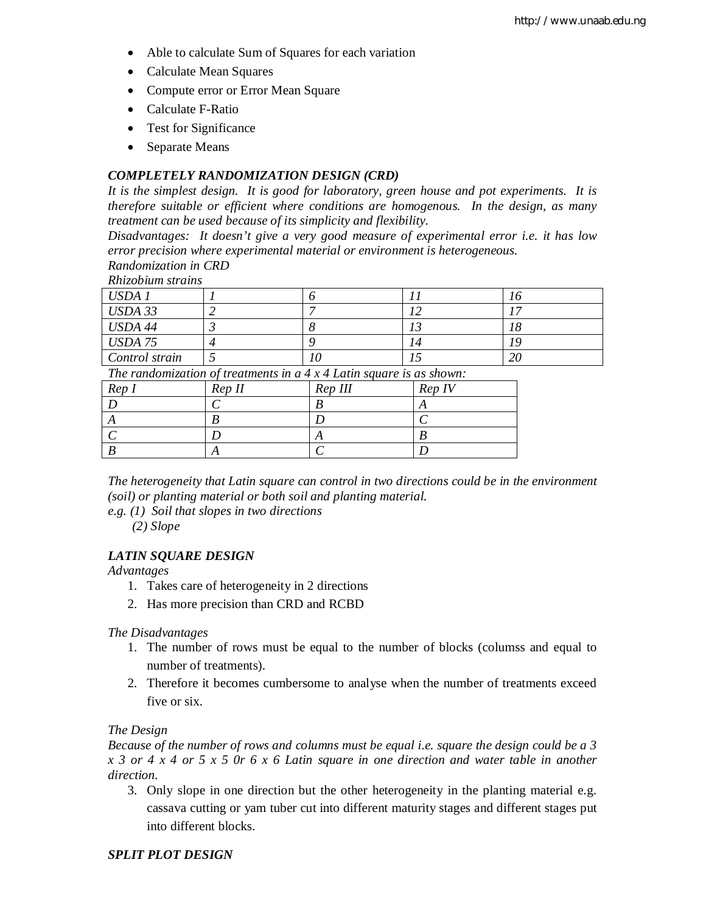- Able to calculate Sum of Squares for each variation
- Calculate Mean Squares
- Compute error or Error Mean Square
- Calculate F-Ratio
- Test for Significance
- Separate Means

***COMPLETELY RANDOMIZATION DESIGN (CRD)***

*It is the simplest design. It is good for laboratory, green house and pot experiments. It is therefore suitable or efficient where conditions are homogenous. In the design, as many treatment can be used because of its simplicity and flexibility.*

*Disadvantages: It doesn't give a very good measure of experimental error i.e. it has low error precision where experimental material or environment is heterogeneous.*

*Randomization in CRD*

*Rhizobium strains*

| | | | | |
|---|---|---|---|---|
| *USDA 1* | *1* | *6* | *11* | *16* |
| *USDA 33* | *2* | *7* | *12* | *17* |
| *USDA 44* | *3* | *8* | *13* | *18* |
| *USDA 75* | *4* | *9* | *14* | *19* |
| *Control strain* | *5* | *10* | *15* | *20* |

*The randomization of treatments in a 4 x 4 Latin square is as shown:*

| *Rep I* | *Rep II* | *Rep III* | *Rep IV* |
|---|---|---|---|
| *D* | *C* | *B* | *A* |
| *A* | *B* | *D* | *C* |
| *C* | *D* | *A* | *B* |
| *B* | *A* | *C* | *D* |

*The heterogeneity that Latin square can control in two directions could be in the environment (soil) or planting material or both soil and planting material.*

*e.g. (1) Soil that slopes in two directions*

*(2) Slope*

***LATIN SQUARE DESIGN***

*Advantages*

1. Takes care of heterogeneity in 2 directions
2. Has more precision than CRD and RCBD

*The Disadvantages*

1. The number of rows must be equal to the number of blocks (columss and equal to number of treatments).
2. Therefore it becomes cumbersome to analyse when the number of treatments exceed five or six.

*The Design*

*Because of the number of rows and columns must be equal i.e. square the design could be a 3 x 3 or 4 x 4 or 5 x 5 0r 6 x 6 Latin square in one direction and water table in another direction.*

3. Only slope in one direction but the other heterogeneity in the planting material e.g. cassava cutting or yam tuber cut into different maturity stages and different stages put into different blocks.

***SPLIT PLOT DESIGN***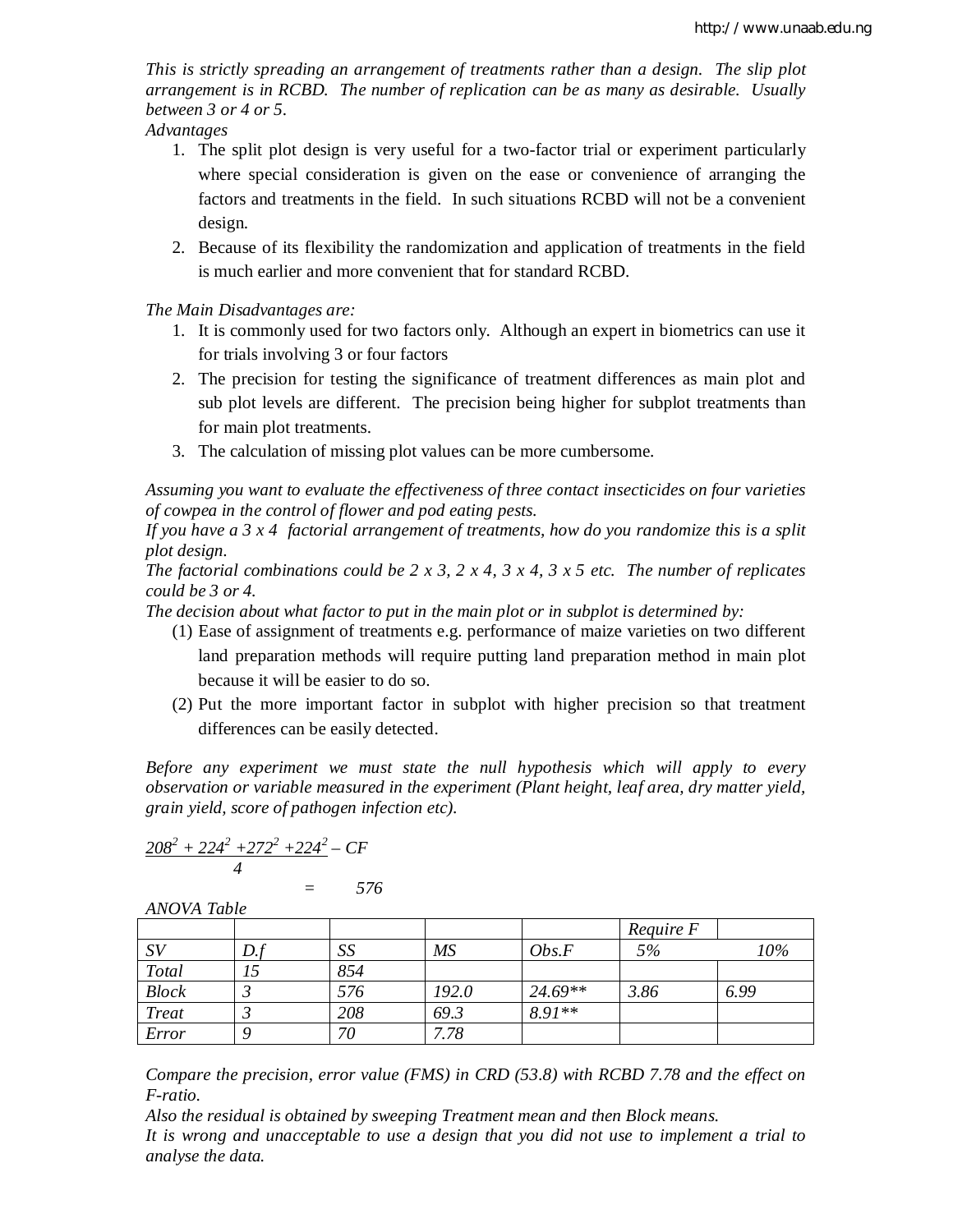*This is strictly spreading an arrangement of treatments rather than a design. The slip plot arrangement is in RCBD. The number of replication can be as many as desirable. Usually between 3 or 4 or 5.*

*Advantages*

1. The split plot design is very useful for a two-factor trial or experiment particularly where special consideration is given on the ease or convenience of arranging the factors and treatments in the field. In such situations RCBD will not be a convenient design.
2. Because of its flexibility the randomization and application of treatments in the field is much earlier and more convenient that for standard RCBD.

*The Main Disadvantages are:*

1. It is commonly used for two factors only. Although an expert in biometrics can use it for trials involving 3 or four factors
2. The precision for testing the significance of treatment differences as main plot and sub plot levels are different. The precision being higher for subplot treatments than for main plot treatments.
3. The calculation of missing plot values can be more cumbersome.

*Assuming you want to evaluate the effectiveness of three contact insecticides on four varieties of cowpea in the control of flower and pod eating pests.*

*If you have a 3 x 4 factorial arrangement of treatments, how do you randomize this is a split plot design.*

*The factorial combinations could be 2 x 3, 2 x 4, 3 x 4, 3 x 5 etc. The number of replicates could be 3 or 4.*

*The decision about what factor to put in the main plot or in subplot is determined by:*

(1) Ease of assignment of treatments e.g. performance of maize varieties on two different land preparation methods will require putting land preparation method in main plot because it will be easier to do so.

(2) Put the more important factor in subplot with higher precision so that treatment differences can be easily detected.

*Before any experiment we must state the null hypothesis which will apply to every observation or variable measured in the experiment (Plant height, leaf area, dry matter yield, grain yield, score of pathogen infection etc).*

$$\frac{208^2 + 224^2 + 272^2 + 224^2}{4} - CF = 576$$

*ANOVA Table*

| | | | | | Require F | |
|---|---|---|---|---|---|---|
| SV | D.f | SS | MS | Obs.F | 5% | 10% |
| Total | 15 | 854 | | | | |
| Block | 3 | 576 | 192.0 | 24.69** | 3.86 | 6.99 |
| Treat | 3 | 208 | 69.3 | 8.91** | | |
| Error | 9 | 70 | 7.78 | | | |

*Compare the precision, error value (FMS) in CRD (53.8) with RCBD 7.78 and the effect on F-ratio.*

*Also the residual is obtained by sweeping Treatment mean and then Block means.*

*It is wrong and unacceptable to use a design that you did not use to implement a trial to analyse the data.*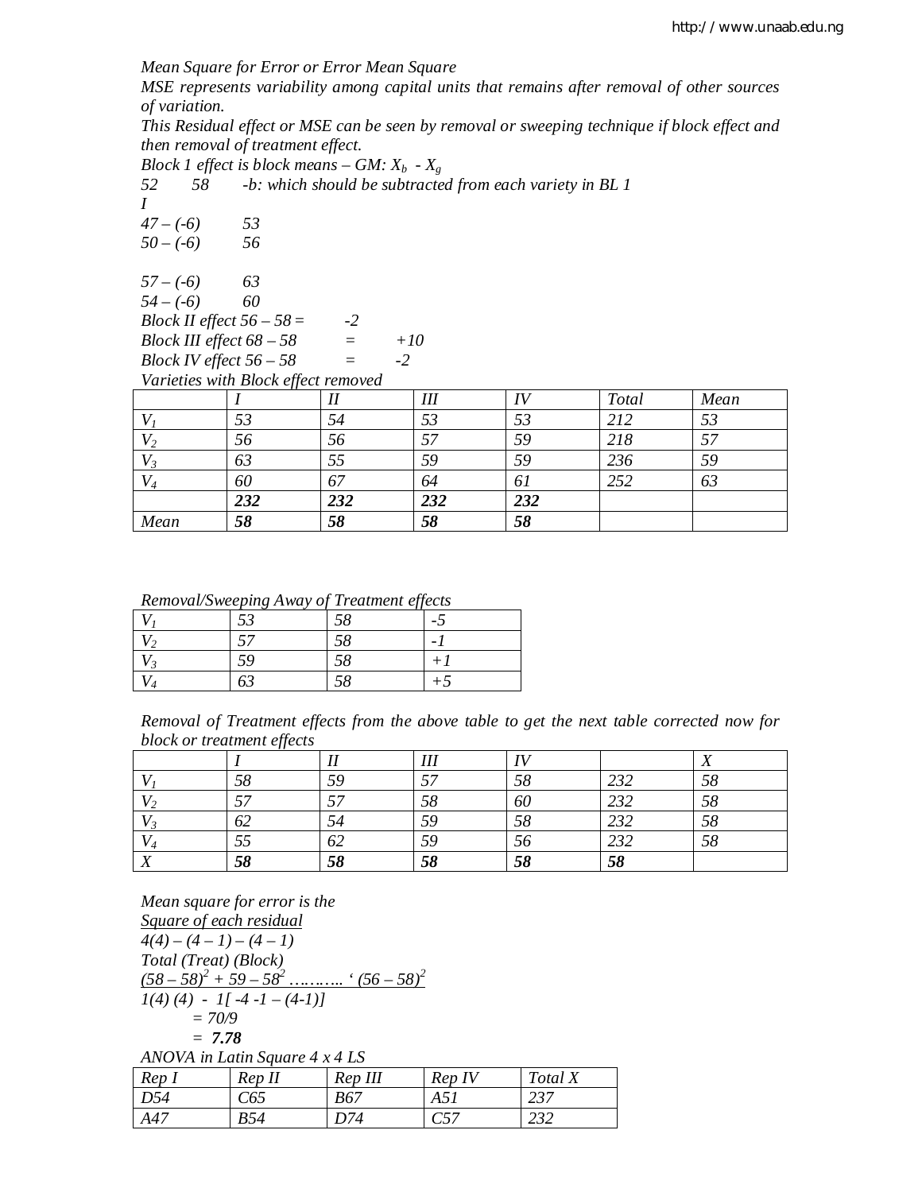*Mean Square for Error or Error Mean Square*

*MSE represents variability among capital units that remains after removal of other sources of variation.*

*This Residual effect or MSE can be seen by removal or sweeping technique if block effect and then removal of treatment effect.*

*Block 1 effect is block means – GM: $X_b - X_g$*

*52 58 -b: which should be subtracted from each variety in BL 1*

*I*

*47 – (-6) 53*

*50 – (-6) 56*

*57 – (-6) 63*

*54 – (-6) 60*

*Block II effect 56 – 58 = -2*

*Block III effect 68 – 58 = +10*

*Block IV effect 56 – 58 = -2*

*Varieties with Block effect removed*

| | I | II | III | IV | Total | Mean |
|---|---|---|---|---|---|---|
| $V_1$ | 53 | 54 | 53 | 53 | 212 | 53 |
| $V_2$ | 56 | 56 | 57 | 59 | 218 | 57 |
| $V_3$ | 63 | 55 | 59 | 59 | 236 | 59 |
| $V_4$ | 60 | 67 | 64 | 61 | 252 | 63 |
| | **232** | **232** | **232** | **232** | | |
| Mean | **58** | **58** | **58** | **58** | | |

*Removal/Sweeping Away of Treatment effects*

| | | | |
|---|---|---|---|
| $V_1$ | 53 | 58 | -5 |
| $V_2$ | 57 | 58 | -1 |
| $V_3$ | 59 | 58 | +1 |
| $V_4$ | 63 | 58 | +5 |

*Removal of Treatment effects from the above table to get the next table corrected now for block or treatment effects*

| | I | II | III | IV | | X |
|---|---|---|---|---|---|---|
| $V_1$ | 58 | 59 | 57 | 58 | 232 | 58 |
| $V_2$ | 57 | 57 | 58 | 60 | 232 | 58 |
| $V_3$ | 62 | 54 | 59 | 58 | 232 | 58 |
| $V_4$ | 55 | 62 | 59 | 56 | 232 | 58 |
| X | **58** | **58** | **58** | **58** | **58** | |

*Mean square for error is the*

*<u>Square of each residual</u>*

*4(4) – (4 – 1) – (4 – 1)*

*Total (Treat) (Block)*

$\underline{(58-58)^2 + 59-58^2 \ldots\ldots\ldots \text{‘} (56-58)^2}$

*1(4) (4) - 1[ -4 -1 – (4-1)]*

*= 70/9*

*= **7.78***

*ANOVA in Latin Square 4 x 4 LS*

| Rep I | Rep II | Rep III | Rep IV | Total X |
|---|---|---|---|---|
| D54 | C65 | B67 | A51 | 237 |
| A47 | B54 | D74 | C57 | 232 |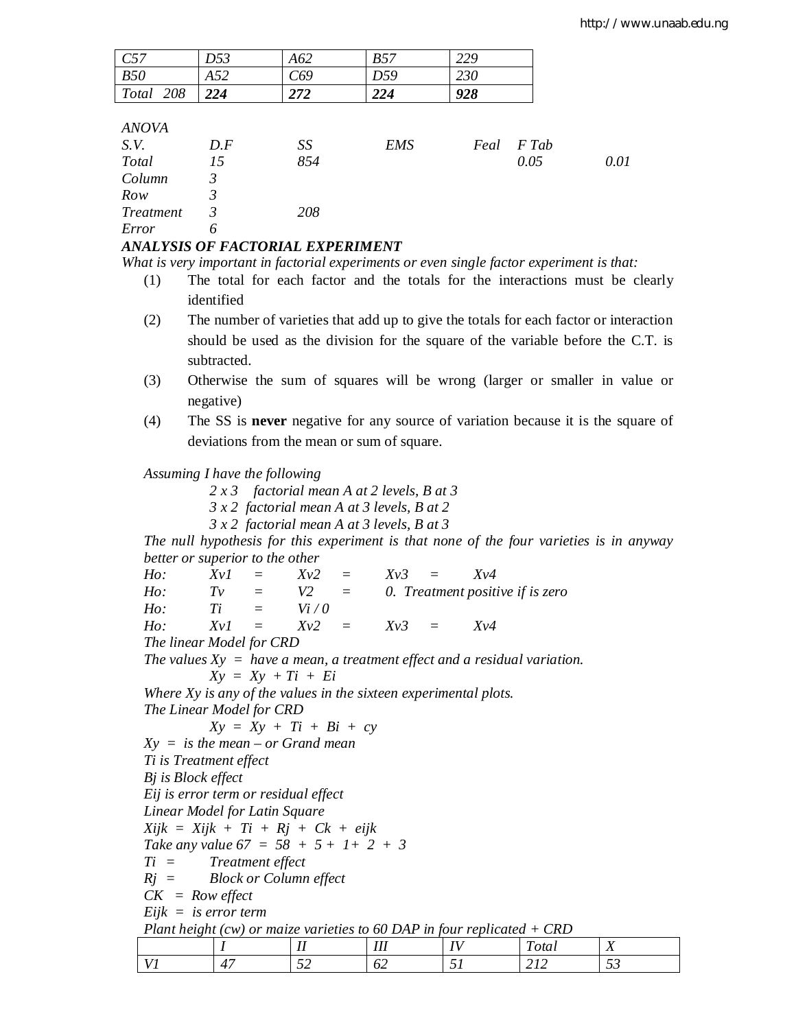| C57 | D53 | A62 | B57 | 229 |
|---|---|---|---|---|
| B50 | A52 | C69 | D59 | 230 |
| Total 208 | **224** | **272** | **224** | **928** |

*ANOVA*

| S.V. | D.F | SS | EMS | Feal | F Tab | |
|---|---|---|---|---|---|---|
| Total | 15 | 854 | | | 0.05 | 0.01 |
| Column | 3 | | | | | |
| Row | 3 | | | | | |
| Treatment | 3 | 208 | | | | |
| Error | 6 | | | | | |

***ANALYSIS OF FACTORIAL EXPERIMENT***

*What is very important in factorial experiments or even single factor experiment is that:*

(1) The total for each factor and the totals for the interactions must be clearly identified

(2) The number of varieties that add up to give the totals for each factor or interaction should be used as the division for the square of the variable before the C.T. is subtracted.

(3) Otherwise the sum of squares will be wrong (larger or smaller in value or negative)

(4) The SS is **never** negative for any source of variation because it is the square of deviations from the mean or sum of square.

*Assuming I have the following*

*2 x 3 factorial mean A at 2 levels, B at 3*

*3 x 2 factorial mean A at 3 levels, B at 2*

*3 x 2 factorial mean A at 3 levels, B at 3*

*The null hypothesis for this experiment is that none of the four varieties is in anyway better or superior to the other*

*Ho:* $Xv1 = Xv2 = Xv3 = Xv4$

*Ho:* $Tv = V2 = 0$. *Treatment positive if is zero*

*Ho:* $Ti = Vi / 0$

*Ho:* $Xv1 = Xv2 = Xv3 = Xv4$

*The linear Model for CRD*

*The values Xy = have a mean, a treatment effect and a residual variation.*

$$Xy = Xy + Ti + Ei$$

*Where Xy is any of the values in the sixteen experimental plots.*

*The Linear Model for CRD*

$$Xy = Xy + Ti + Bi + cy$$

*Xy = is the mean – or Grand mean*

*Ti is Treatment effect*

*Bj is Block effect*

*Eij is error term or residual effect*

*Linear Model for Latin Square*

$$Xijk = Xijk + Ti + Rj + Ck + eijk$$

*Take any value* $67 = 58 + 5 + 1 + 2 + 3$

*Ti = Treatment effect*

*Rj = Block or Column effect*

*CK = Row effect*

*Eijk = is error term*

*Plant height (cw) or maize varieties to 60 DAP in four replicated + CRD*

| | I | II | III | IV | Total | X |
|---|---|---|---|---|---|---|
| V1 | 47 | 52 | 62 | 51 | 212 | 53 |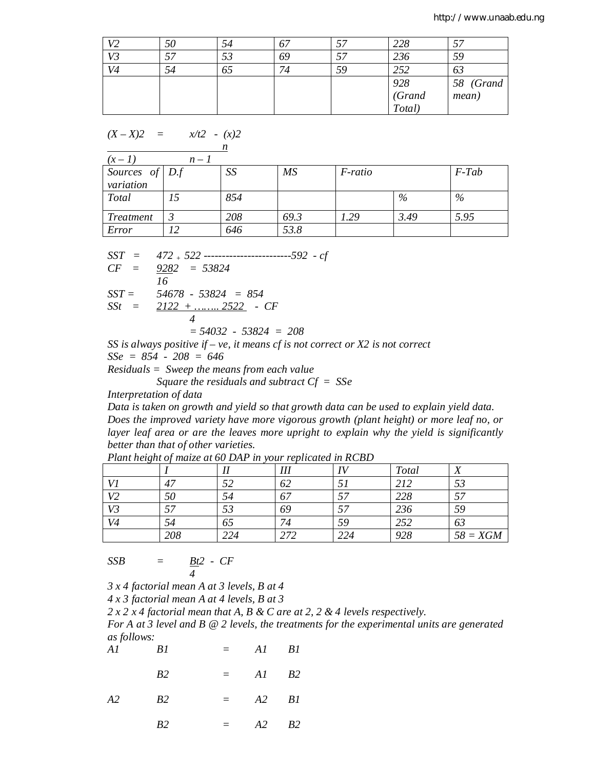| | | | | | | |
|---|---|---|---|---|---|---|
| V2 | 50 | 54 | 67 | 57 | 228 | 57 |
| V3 | 57 | 53 | 69 | 57 | 236 | 59 |
| V4 | 54 | 65 | 74 | 59 | 252 | 63 |
| | | | | | 928 (Grand Total) | 58 (Grand mean) |

$$\frac{(X - X)2}{(x - 1)} = \frac{x/t2 - \frac{(x)2}{n}}{n - 1}$$

| Sources of variation | D.f | SS | MS | F-ratio | | F-Tab |
|---|---|---|---|---|---|---|
| Total | 15 | 854 | | | % | % |
| Treatment | 3 | 208 | 69.3 | 1.29 | 3.49 | 5.95 |
| Error | 12 | 646 | 53.8 | | | |

SST = $47^2 + 52^2$ ------------------------$59^2$ - cf

CF = $\frac{928^2}{16}$ = 53824

SST = 54678 - 53824 = 854

SSt = $\frac{212^2 + \ldots\ldots\ 252^2}{4}$ - CF

= 54032 - 53824 = 208

SS is always positive if – ve, it means cf is not correct or X2 is not correct

SSe = 854 - 208 = 646

Residuals = Sweep the means from each value

Square the residuals and subtract Cf = SSe

Interpretation of data

Data is taken on growth and yield so that growth data can be used to explain yield data. Does the improved variety have more vigorous growth (plant height) or more leaf no, or layer leaf area or are the leaves more upright to explain why the yield is significantly better than that of other varieties.

Plant height of maize at 60 DAP in your replicated in RCBD

| | I | II | III | IV | Total | X |
|---|---|---|---|---|---|---|
| V1 | 47 | 52 | 62 | 51 | 212 | 53 |
| V2 | 50 | 54 | 67 | 57 | 228 | 57 |
| V3 | 57 | 53 | 69 | 57 | 236 | 59 |
| V4 | 54 | 65 | 74 | 59 | 252 | 63 |
| | 208 | 224 | 272 | 224 | 928 | 58 = XGM |

SSB = $\frac{Bt2}{4}$ - CF

3 x 4 factorial mean A at 3 levels, B at 4

4 x 3 factorial mean A at 4 levels, B at 3

2 x 2 x 4 factorial mean that A, B & C are at 2, 2 & 4 levels respectively.

For A at 3 level and B @ 2 levels, the treatments for the experimental units are generated as follows:

| | | | | |
|---|---|---|---|---|
| A1 | B1 | = | A1 | B1 |
| | B2 | = | A1 | B2 |
| A2 | B2 | = | A2 | B1 |
| | B2 | = | A2 | B2 |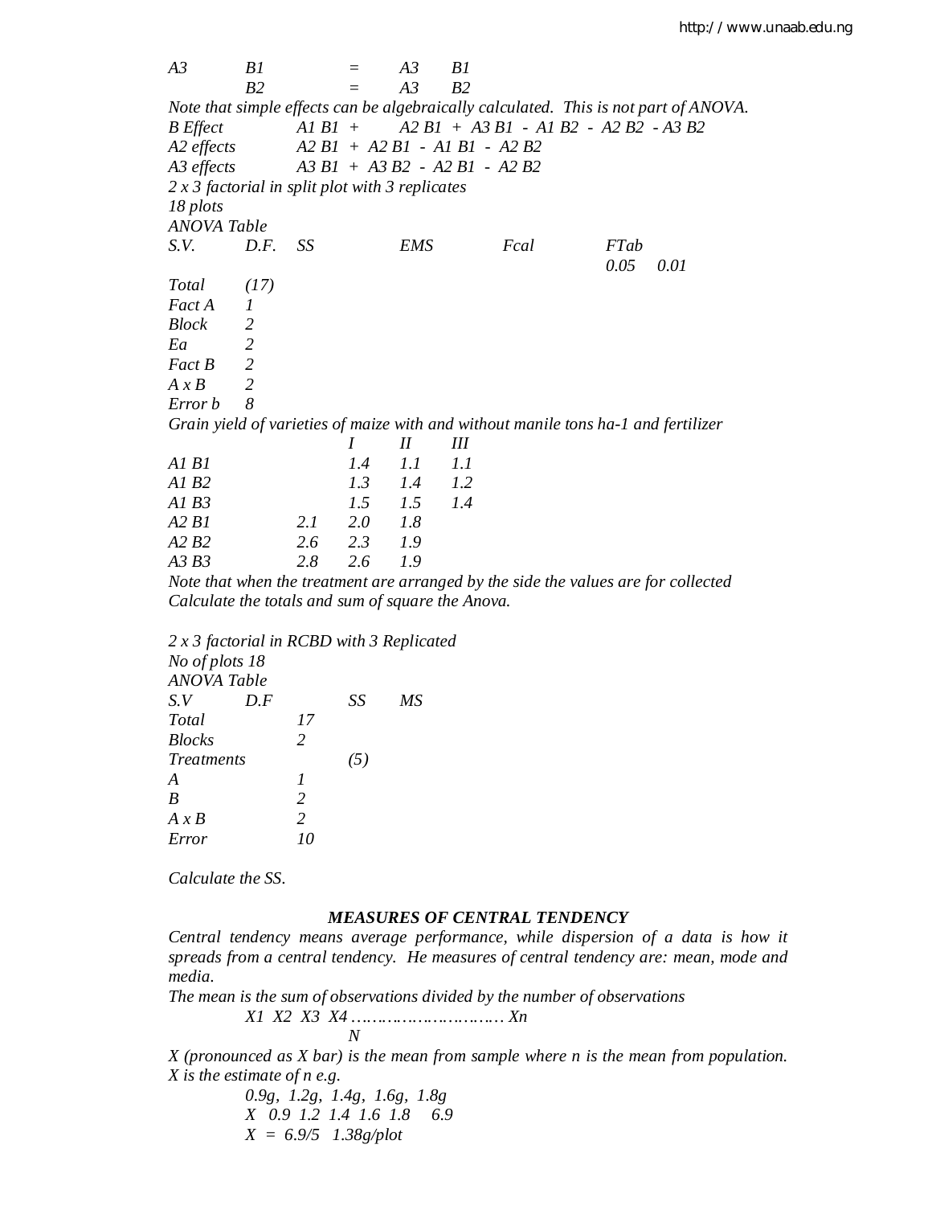| | | | | |
|---|---|---|---|---|
| *A3* | *B1* | = | *A3* | *B1* |
| | *B2* | = | *A3* | *B2* |

*Note that simple effects can be algebraically calculated. This is not part of ANOVA.*

*B Effect* A1 B1 + A2 B1 + A3 B1 - A1 B2 - A2 B2 - A3 B2

*A2 effects* A2 B1 + A2 B1 - A1 B1 - A2 B2

*A3 effects* A3 B1 + A3 B2 - A2 B1 - A2 B2

*2 x 3 factorial in split plot with 3 replicates*

*18 plots*

*ANOVA Table*

| S.V. | D.F. | SS | EMS | Fcal | FTab 0.05 | 0.01 |
|---|---|---|---|---|---|---|
| Total | (17) | | | | | |
| Fact A | 1 | | | | | |
| Block | 2 | | | | | |
| Ea | 2 | | | | | |
| Fact B | 2 | | | | | |
| A x B | 2 | | | | | |
| Error b | 8 | | | | | |

*Grain yield of varieties of maize with and without manile tons ha-1 and fertilizer*

| | | I | II | III |
|---|---|---|---|---|
| A1 B1 | | 1.4 | 1.1 | 1.1 |
| A1 B2 | | 1.3 | 1.4 | 1.2 |
| A1 B3 | | 1.5 | 1.5 | 1.4 |
| A2 B1 | 2.1 | 2.0 | 1.8 | |
| A2 B2 | 2.6 | 2.3 | 1.9 | |
| A3 B3 | 2.8 | 2.6 | 1.9 | |

*Note that when the treatment are arranged by the side the values are for collected*
*Calculate the totals and sum of square the Anova.*

*2 x 3 factorial in RCBD with 3 Replicated*

*No of plots 18*

*ANOVA Table*

| S.V | D.F | SS | MS |
|---|---|---|---|
| Total | 17 | | |
| Blocks | 2 | | |
| Treatments | | (5) | |
| A | 1 | | |
| B | 2 | | |
| A x B | 2 | | |
| Error | 10 | | |

*Calculate the SS.*

## *MEASURES OF CENTRAL TENDENCY*

*Central tendency means average performance, while dispersion of a data is how it spreads from a central tendency. He measures of central tendency are: mean, mode and media.*

*The mean is the sum of observations divided by the number of observations*

$$\frac{X1 \ X2 \ X3 \ X4 \ \ldots\ldots\ldots\ldots\ldots\ldots\ldots\ldots. \ Xn}{N}$$

*X (pronounced as X bar) is the mean from sample where n is the mean from population. X is the estimate of n e.g.*

0.9g, 1.2g, 1.4g, 1.6g, 1.8g

X 0.9 1.2 1.4 1.6 1.8 6.9

X = 6.9/5 1.38g/plot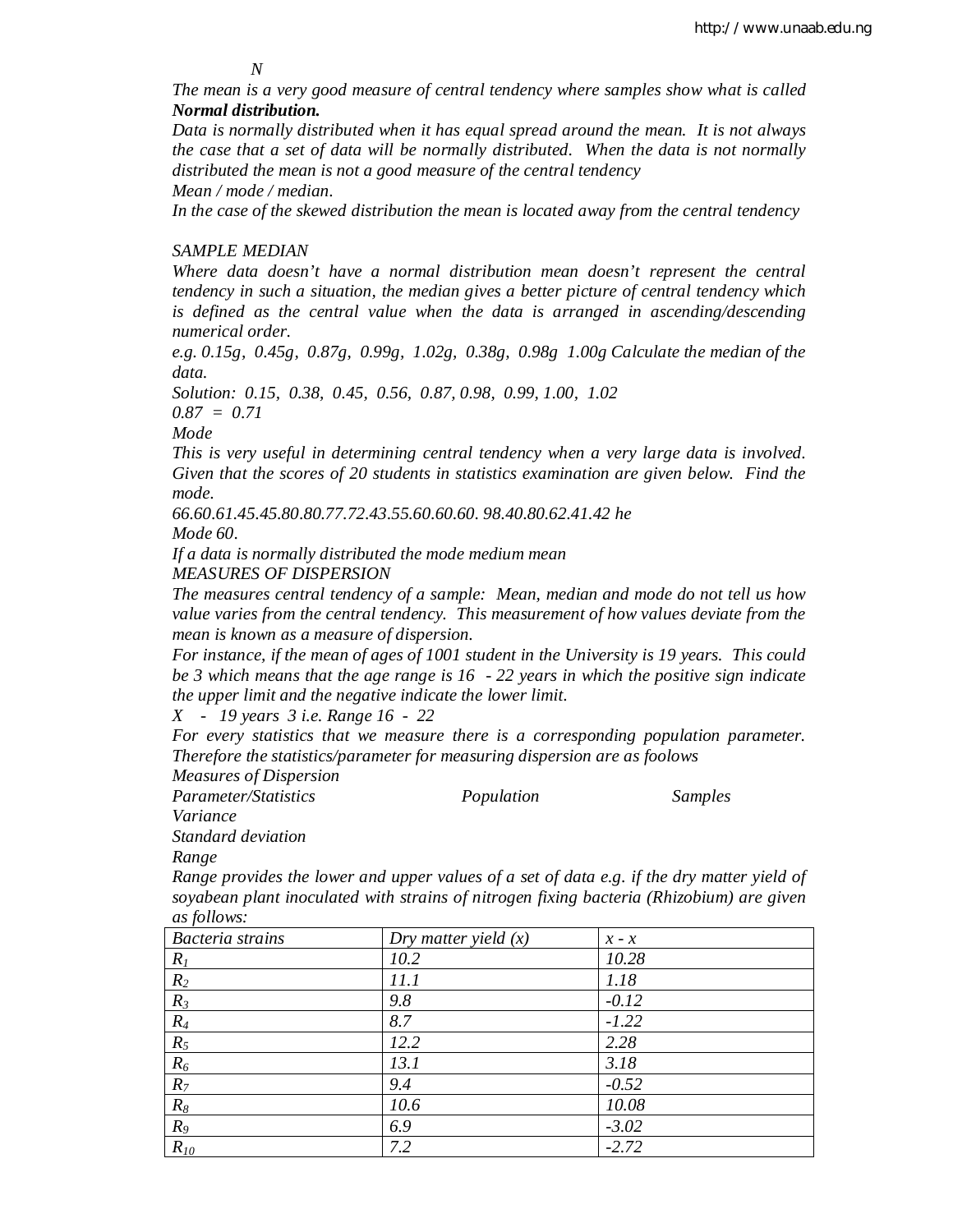$N$

*The mean is a very good measure of central tendency where samples show what is called* ***Normal distribution.***

*Data is normally distributed when it has equal spread around the mean. It is not always the case that a set of data will be normally distributed. When the data is not normally distributed the mean is not a good measure of the central tendency*

*Mean / mode / median.*

*In the case of the skewed distribution the mean is located away from the central tendency*

*SAMPLE MEDIAN*

*Where data doesn't have a normal distribution mean doesn't represent the central tendency in such a situation, the median gives a better picture of central tendency which is defined as the central value when the data is arranged in ascending/descending numerical order.*

*e.g. 0.15g, 0.45g, 0.87g, 0.99g, 1.02g, 0.38g, 0.98g 1.00g Calculate the median of the data.*

*Solution: 0.15, 0.38, 0.45, 0.56, 0.87, 0.98, 0.99, 1.00, 1.02*

*0.87 = 0.71*

*Mode*

*This is very useful in determining central tendency when a very large data is involved. Given that the scores of 20 students in statistics examination are given below. Find the mode.*

*66.60.61.45.45.80.80.77.72.43.55.60.60.60. 98.40.80.62.41.42 he*

*Mode 60.*

*If a data is normally distributed the mode medium mean*

*MEASURES OF DISPERSION*

*The measures central tendency of a sample: Mean, median and mode do not tell us how value varies from the central tendency. This measurement of how values deviate from the mean is known as a measure of dispersion.*

*For instance, if the mean of ages of 1001 student in the University is 19 years. This could be 3 which means that the age range is 16 - 22 years in which the positive sign indicate the upper limit and the negative indicate the lower limit.*

*X - 19 years 3 i.e. Range 16 - 22*

*For every statistics that we measure there is a corresponding population parameter. Therefore the statistics/parameter for measuring dispersion are as foolows*

*Measures of Dispersion*

| *Parameter/Statistics* | *Population* | *Samples* |
|---|---|---|
| *Variance* | | |
| *Standard deviation* | | |
| *Range* | | |

*Range provides the lower and upper values of a set of data e.g. if the dry matter yield of soyabean plant inoculated with strains of nitrogen fixing bacteria (Rhizobium) are given as follows:*

| *Bacteria strains* | *Dry matter yield (x)* | *x - x* |
|---|---|---|
| $R_1$ | 10.2 | 10.28 |
| $R_2$ | 11.1 | 1.18 |
| $R_3$ | 9.8 | -0.12 |
| $R_4$ | 8.7 | -1.22 |
| $R_5$ | 12.2 | 2.28 |
| $R_6$ | 13.1 | 3.18 |
| $R_7$ | 9.4 | -0.52 |
| $R_8$ | 10.6 | 10.08 |
| $R_9$ | 6.9 | -3.02 |
| $R_{10}$ | 7.2 | -2.72 |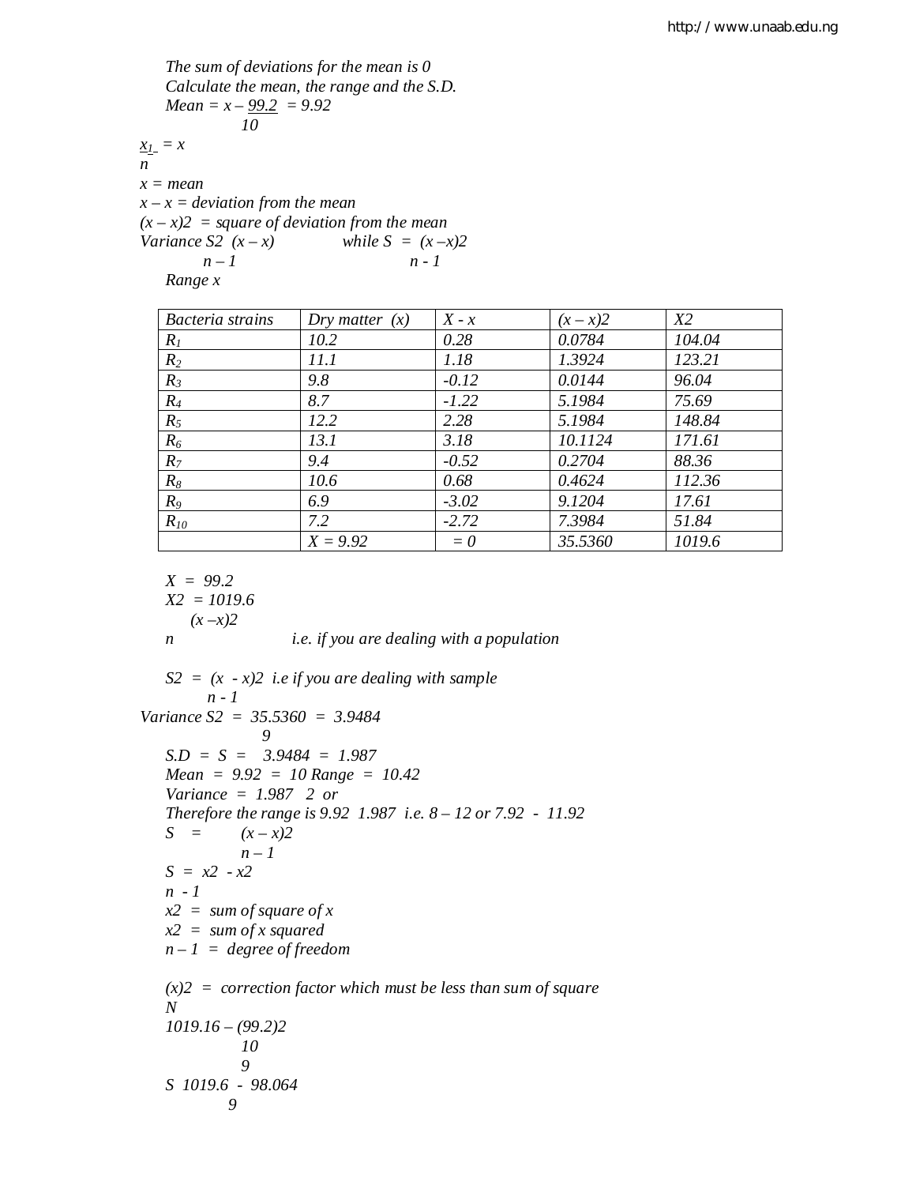*The sum of deviations for the mean is 0*

*Calculate the mean, the range and the S.D.*

*Mean* = $x - \frac{99.2}{10} = 9.92$

$\frac{x_1}{n} = x$

*x = mean*

*x – x = deviation from the mean*

*(x – x)2 = square of deviation from the mean*

*Variance S2* $\frac{(x - x)}{n - 1}$ *while S =* $\frac{(x - x)2}{n - 1}$

*Range x*

| *Bacteria strains* | *Dry matter (x)* | *X - x* | *(x – x)2* | *X2* |
|---|---|---|---|---|
| $R_1$ | 10.2 | 0.28 | 0.0784 | 104.04 |
| $R_2$ | 11.1 | 1.18 | 1.3924 | 123.21 |
| $R_3$ | 9.8 | -0.12 | 0.0144 | 96.04 |
| $R_4$ | 8.7 | -1.22 | 5.1984 | 75.69 |
| $R_5$ | 12.2 | 2.28 | 5.1984 | 148.84 |
| $R_6$ | 13.1 | 3.18 | 10.1124 | 171.61 |
| $R_7$ | 9.4 | -0.52 | 0.2704 | 88.36 |
| $R_8$ | 10.6 | 0.68 | 0.4624 | 112.36 |
| $R_9$ | 6.9 | -3.02 | 9.1204 | 17.61 |
| $R_{10}$ | 7.2 | -2.72 | 7.3984 | 51.84 |
| | X = 9.92 | = 0 | 35.5360 | 1019.6 |

*X = 99.2*

*X2 = 1019.6*

$\frac{(x - x)2}{n}$ *i.e. if you are dealing with a population*

*S2 =* $\frac{(x - x)2}{n - 1}$ *i.e if you are dealing with sample*

*Variance S2 =* $\frac{35.5360}{9} = 3.9484$

*S.D = S = 3.9484 = 1.987*

*Mean = 9.92 = 10 Range = 10.42*

*Variance = 1.987 2 or*

*Therefore the range is 9.92 1.987 i.e. 8 – 12 or 7.92 - 11.92*

*S =* $\frac{(x - x)2}{n - 1}$

*S =* $\frac{x2 - x2}{n - 1}$

*x2 = sum of square of x*

*x2 = sum of x squared*

*n – 1 = degree of freedom*

$\frac{(x)2}{N}$ *= correction factor which must be less than sum of square*

$\frac{1019.16 - \frac{(99.2)2}{10}}{9}$

*S* $\frac{1019.6 - 98.064}{9}$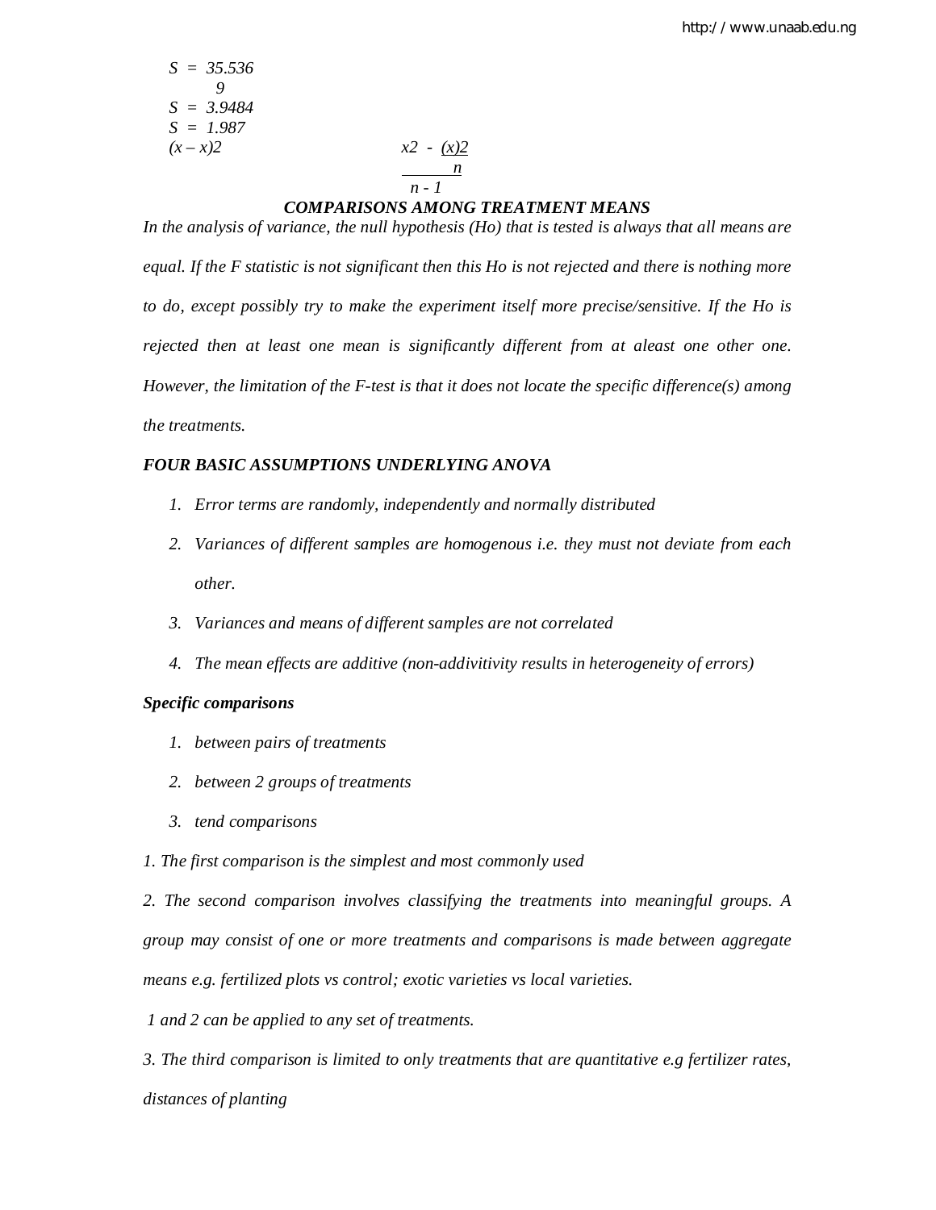$S = \frac{35.536}{9}$

$S = 3.9484$

$S = 1.987$

$(x - x)2$ $\qquad\qquad$ $\frac{x2 - \frac{(x)2}{n}}{n - 1}$

### COMPARISONS AMONG TREATMENT MEANS

*In the analysis of variance, the null hypothesis (Ho) that is tested is always that all means are equal. If the F statistic is not significant then this Ho is not rejected and there is nothing more to do, except possibly try to make the experiment itself more precise/sensitive. If the Ho is rejected then at least one mean is significantly different from at aleast one other one. However, the limitation of the F-test is that it does not locate the specific difference(s) among the treatments.*

### FOUR BASIC ASSUMPTIONS UNDERLYING ANOVA

1. *Error terms are randomly, independently and normally distributed*
2. *Variances of different samples are homogenous i.e. they must not deviate from each other.*
3. *Variances and means of different samples are not correlated*
4. *The mean effects are additive (non-addivitivity results in heterogeneity of errors)*

***Specific comparisons***

1. *between pairs of treatments*
2. *between 2 groups of treatments*
3. *tend comparisons*

*1. The first comparison is the simplest and most commonly used*

*2. The second comparison involves classifying the treatments into meaningful groups. A group may consist of one or more treatments and comparisons is made between aggregate means e.g. fertilized plots vs control; exotic varieties vs local varieties.*

*1 and 2 can be applied to any set of treatments.*

*3. The third comparison is limited to only treatments that are quantitative e.g fertilizer rates, distances of planting*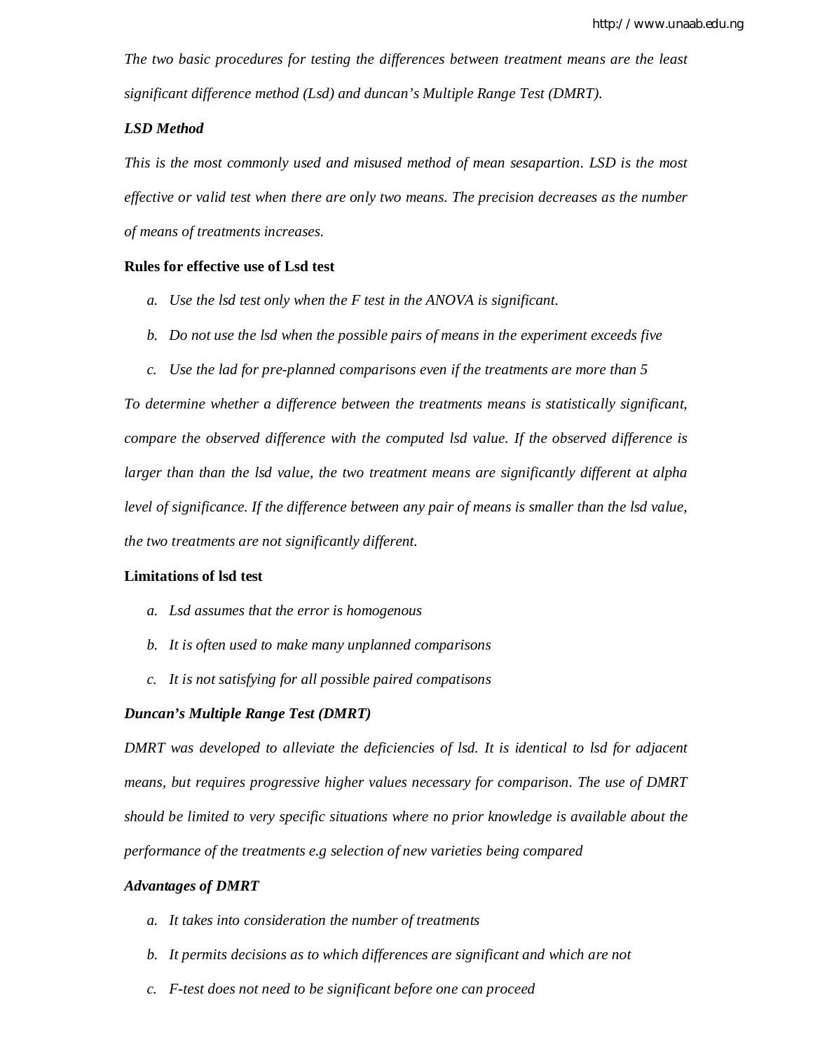*The two basic procedures for testing the differences between treatment means are the least significant difference method (Lsd) and duncan's Multiple Range Test (DMRT).*

***LSD Method***

*This is the most commonly used and misused method of mean sesapartion. LSD is the most effective or valid test when there are only two means. The precision decreases as the number of means of treatments increases.*

**Rules for effective use of Lsd test**

*a. Use the lsd test only when the F test in the ANOVA is significant.*

*b. Do not use the lsd when the possible pairs of means in the experiment exceeds five*

*c. Use the lad for pre-planned comparisons even if the treatments are more than 5*

*To determine whether a difference between the treatments means is statistically significant, compare the observed difference with the computed lsd value. If the observed difference is larger than than the lsd value, the two treatment means are significantly different at alpha level of significance. If the difference between any pair of means is smaller than the lsd value, the two treatments are not significantly different.*

**Limitations of lsd test**

*a. Lsd assumes that the error is homogenous*

*b. It is often used to make many unplanned comparisons*

*c. It is not satisfying for all possible paired compatisons*

***Duncan's Multiple Range Test (DMRT)***

*DMRT was developed to alleviate the deficiencies of lsd. It is identical to lsd for adjacent means, but requires progressive higher values necessary for comparison. The use of DMRT should be limited to very specific situations where no prior knowledge is available about the performance of the treatments e.g selection of new varieties being compared*

***Advantages of DMRT***

*a. It takes into consideration the number of treatments*

*b. It permits decisions as to which differences are significant and which are not*

*c. F-test does not need to be significant before one can proceed*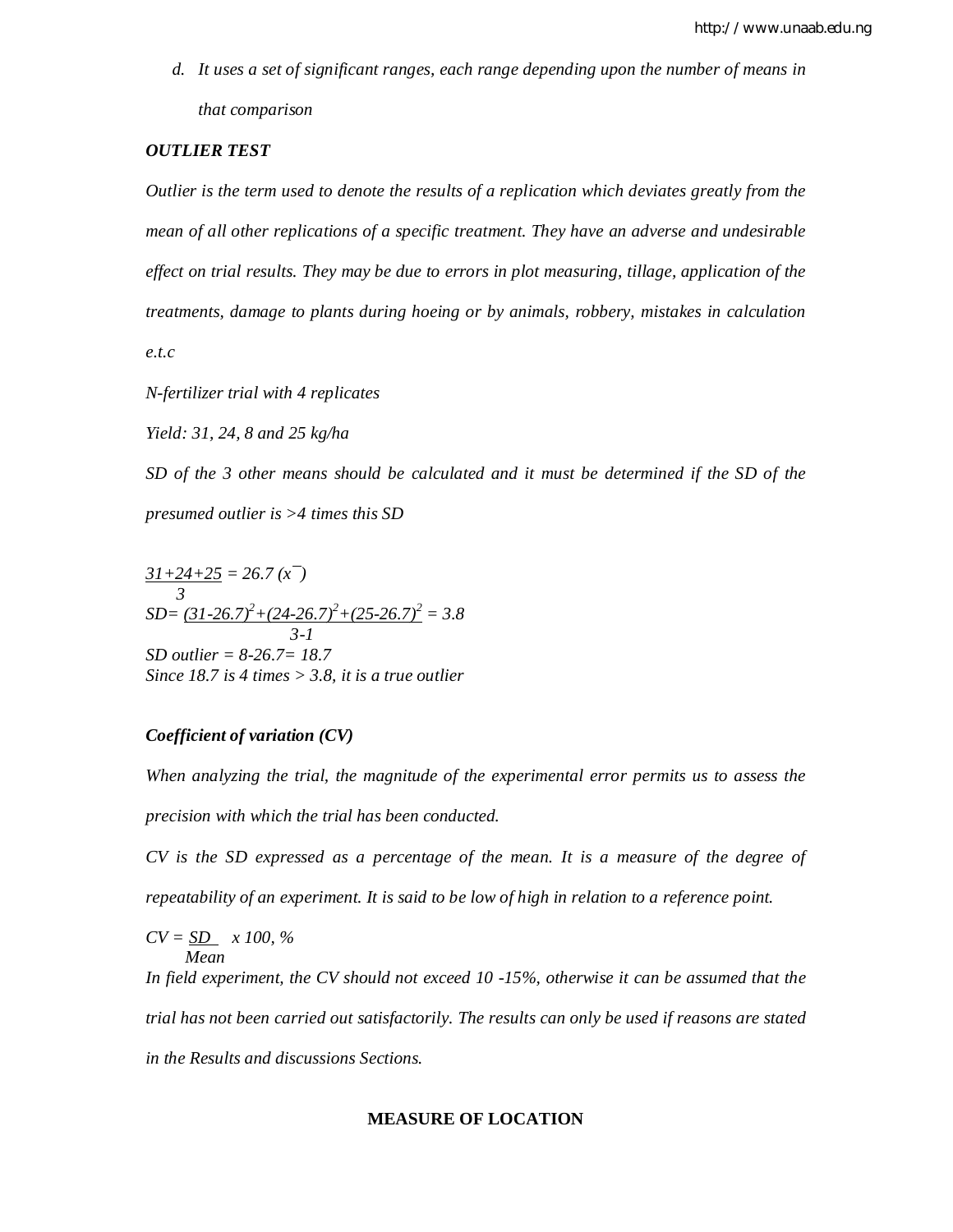d. *It uses a set of significant ranges, each range depending upon the number of means in that comparison*

***OUTLIER TEST***

*Outlier is the term used to denote the results of a replication which deviates greatly from the mean of all other replications of a specific treatment. They have an adverse and undesirable effect on trial results. They may be due to errors in plot measuring, tillage, application of the treatments, damage to plants during hoeing or by animals, robbery, mistakes in calculation e.t.c*

*N-fertilizer trial with 4 replicates*

*Yield: 31, 24, 8 and 25 kg/ha*

*SD of the 3 other means should be calculated and it must be determined if the SD of the presumed outlier is >4 times this SD*

$$\frac{31+24+25}{3} = 26.7\ (\bar{x})$$

$$SD = \frac{(31-26.7)^2+(24-26.7)^2+(25-26.7)^2}{3-1} = 3.8$$

*SD outlier = 8-26.7= 18.7*

*Since 18.7 is 4 times > 3.8, it is a true outlier*

***Coefficient of variation (CV)***

*When analyzing the trial, the magnitude of the experimental error permits us to assess the precision with which the trial has been conducted.*

*CV is the SD expressed as a percentage of the mean. It is a measure of the degree of repeatability of an experiment. It is said to be low of high in relation to a reference point.*

$$CV = \frac{SD}{Mean} \times 100,\ \%$$

*In field experiment, the CV should not exceed 10 -15%, otherwise it can be assumed that the trial has not been carried out satisfactorily. The results can only be used if reasons are stated in the Results and discussions Sections.*

**MEASURE OF LOCATION**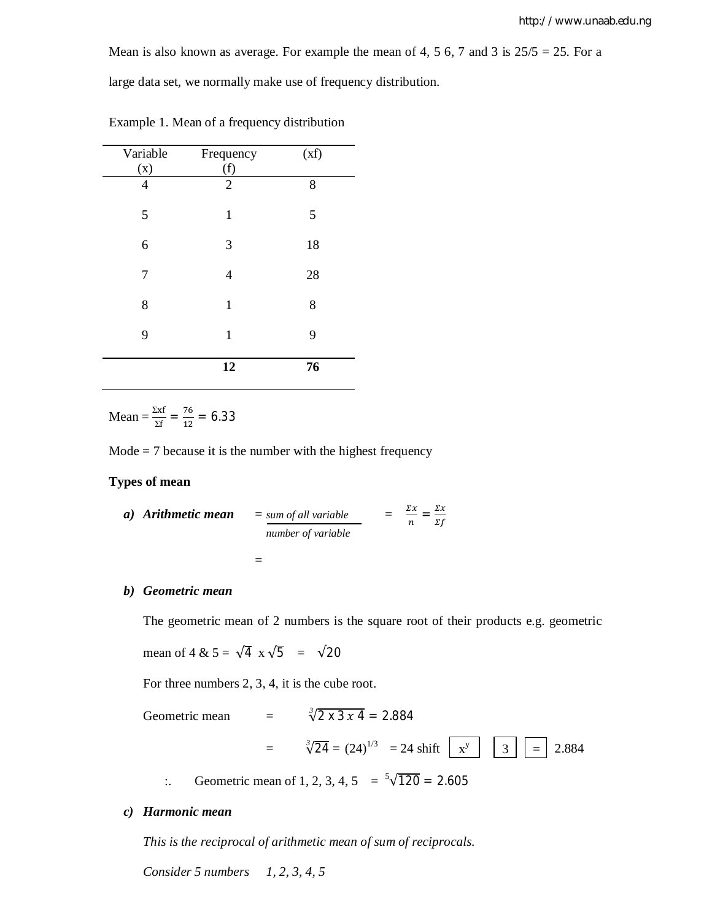Mean is also known as average. For example the mean of 4, 5 6, 7 and 3 is 25/5 = 25. For a large data set, we normally make use of frequency distribution.

Example 1. Mean of a frequency distribution

| Variable (x) | Frequency (f) | (xf) |
|---|---|---|
| 4 | 2 | 8 |
| 5 | 1 | 5 |
| 6 | 3 | 18 |
| 7 | 4 | 28 |
| 8 | 1 | 8 |
| 9 | 1 | 9 |
| | **12** | **76** |

Mean = $\frac{\Sigma xf}{\Sigma f} = \frac{76}{12} = 6.33$

Mode = 7 because it is the number with the highest frequency

**Types of mean**

a) ***Arithmetic mean*** $= \frac{\textit{sum of all variable}}{\textit{number of variable}} = \frac{\Sigma x}{n} = \frac{\Sigma x}{\Sigma f}$

=

b) ***Geometric mean***

The geometric mean of 2 numbers is the square root of their products e.g. geometric mean of 4 & 5 = $\sqrt{4}$ x $\sqrt{5}$ = $\sqrt{20}$

For three numbers 2, 3, 4, it is the cube root.

Geometric mean = $\sqrt[3]{2 \times 3 \times 4} = 2.884$

= $\sqrt[3]{24} = (24)^{1/3}$ = 24 shift [$x^y$] [3] [=] 2.884

:. Geometric mean of 1, 2, 3, 4, 5 = $\sqrt[5]{120} = 2.605$

c) ***Harmonic mean***

*This is the reciprocal of arithmetic mean of sum of reciprocals.*

*Consider 5 numbers 1, 2, 3, 4, 5*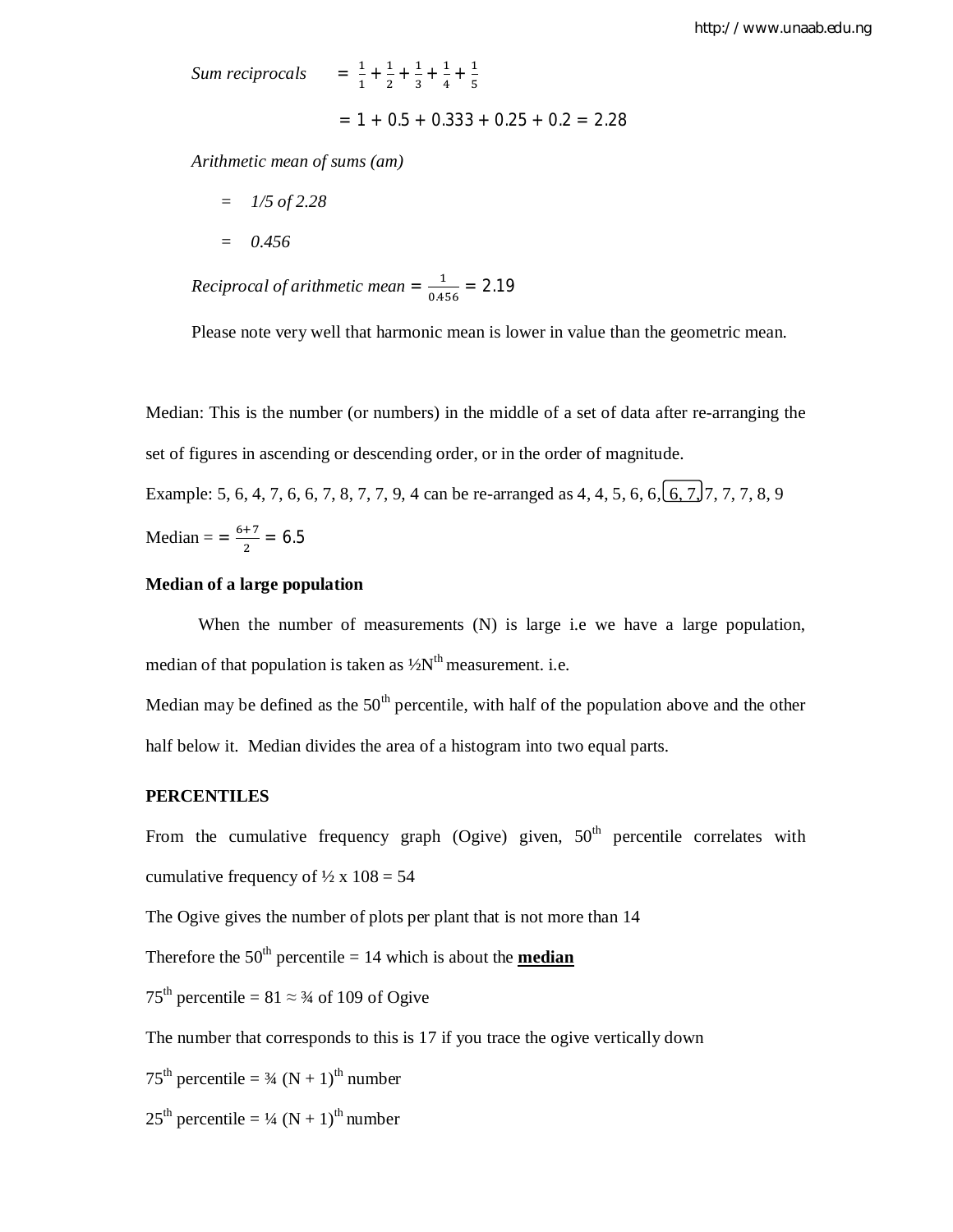*Sum reciprocals* $= \frac{1}{1} + \frac{1}{2} + \frac{1}{3} + \frac{1}{4} + \frac{1}{5}$

$= 1 + 0.5 + 0.333 + 0.25 + 0.2 = 2.28$

*Arithmetic mean of sums (am)*

= *1/5 of 2.28*

= *0.456*

*Reciprocal of arithmetic mean* $= \frac{1}{0.456} = 2.19$

Please note very well that harmonic mean is lower in value than the geometric mean.

Median: This is the number (or numbers) in the middle of a set of data after re-arranging the set of figures in ascending or descending order, or in the order of magnitude.

Example: 5, 6, 4, 7, 6, 6, 7, 8, 7, 7, 9, 4 can be re-arranged as 4, 4, 5, 6, 6, 6, 7, 7, 7, 7, 8, 9

Median = $= \frac{6+7}{2} = 6.5$

**Median of a large population**

When the number of measurements (N) is large i.e we have a large population, median of that population is taken as ½N^th measurement. i.e.

Median may be defined as the 50^th percentile, with half of the population above and the other half below it. Median divides the area of a histogram into two equal parts.

**PERCENTILES**

From the cumulative frequency graph (Ogive) given, 50^th percentile correlates with cumulative frequency of ½ x 108 = 54

The Ogive gives the number of plots per plant that is not more than 14

Therefore the 50^th percentile = 14 which is about the <u>**median**</u>

75^th percentile = 81 ≈ ¾ of 109 of Ogive

The number that corresponds to this is 17 if you trace the ogive vertically down

75^th percentile = ¾ (N + 1)^th number

25^th percentile = ¼ (N + 1)^th number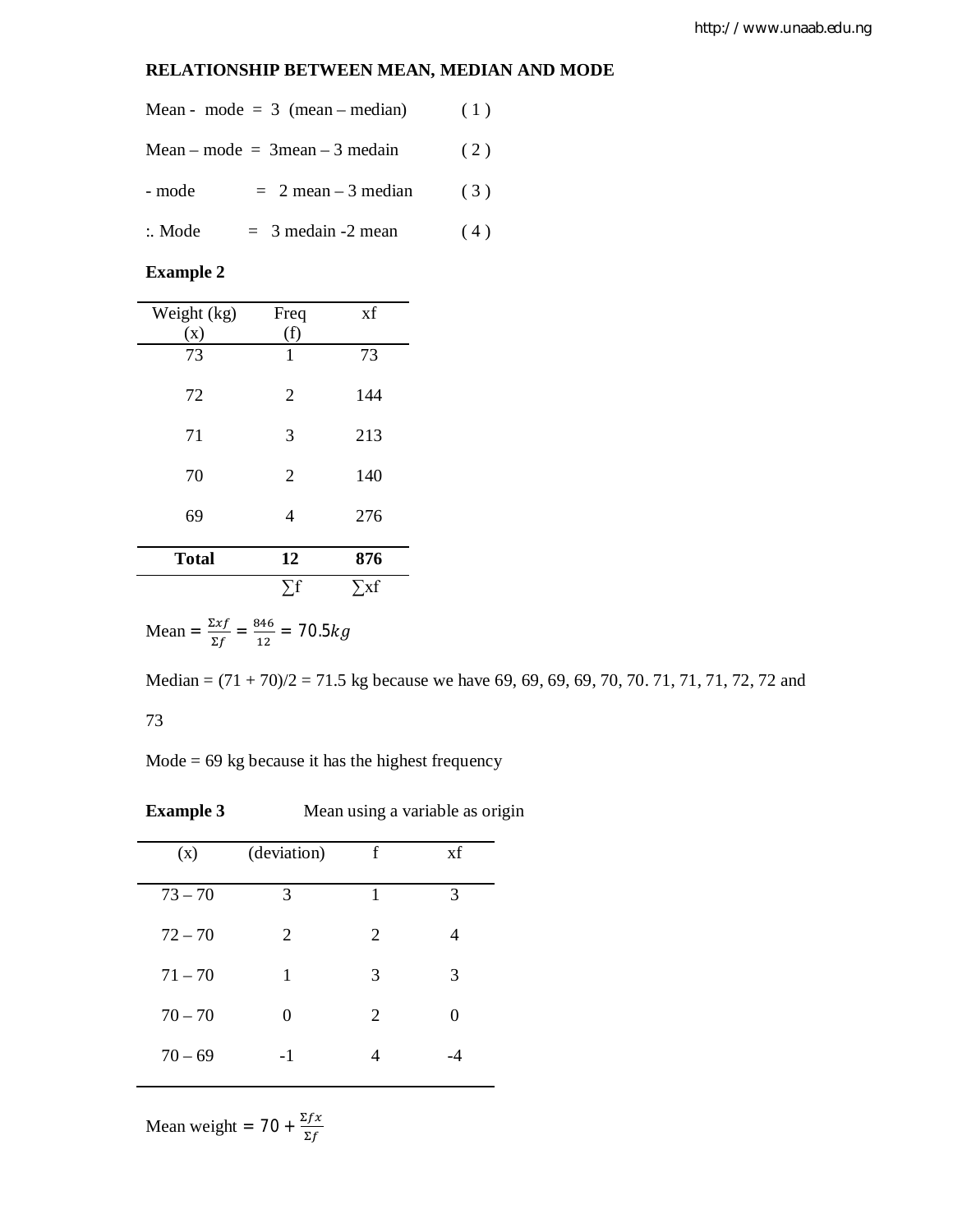**RELATIONSHIP BETWEEN MEAN, MEDIAN AND MODE**

Mean - mode = 3 (mean – median) ( 1 )

Mean – mode = 3mean – 3 medain ( 2 )

- mode = 2 mean – 3 median ( 3 )

:. Mode = 3 medain -2 mean ( 4 )

**Example 2**

| Weight (kg) (x) | Freq (f) | xf |
|---|---|---|
| 73 | 1 | 73 |
| 72 | 2 | 144 |
| 71 | 3 | 213 |
| 70 | 2 | 140 |
| 69 | 4 | 276 |
| **Total** | **12** | **876** |
| | ∑f | ∑xf |

Mean $= \frac{\Sigma xf}{\Sigma f} = \frac{846}{12} = 70.5kg$

Median = (71 + 70)/2 = 71.5 kg because we have 69, 69, 69, 69, 70, 70. 71, 71, 71, 72, 72 and 73

Mode = 69 kg because it has the highest frequency

**Example 3** Mean using a variable as origin

| (x) | (deviation) | f | xf |
|---|---|---|---|
| 73 – 70 | 3 | 1 | 3 |
| 72 – 70 | 2 | 2 | 4 |
| 71 – 70 | 1 | 3 | 3 |
| 70 – 70 | 0 | 2 | 0 |
| 70 – 69 | -1 | 4 | -4 |

Mean weight $= 70 + \frac{\Sigma fx}{\Sigma f}$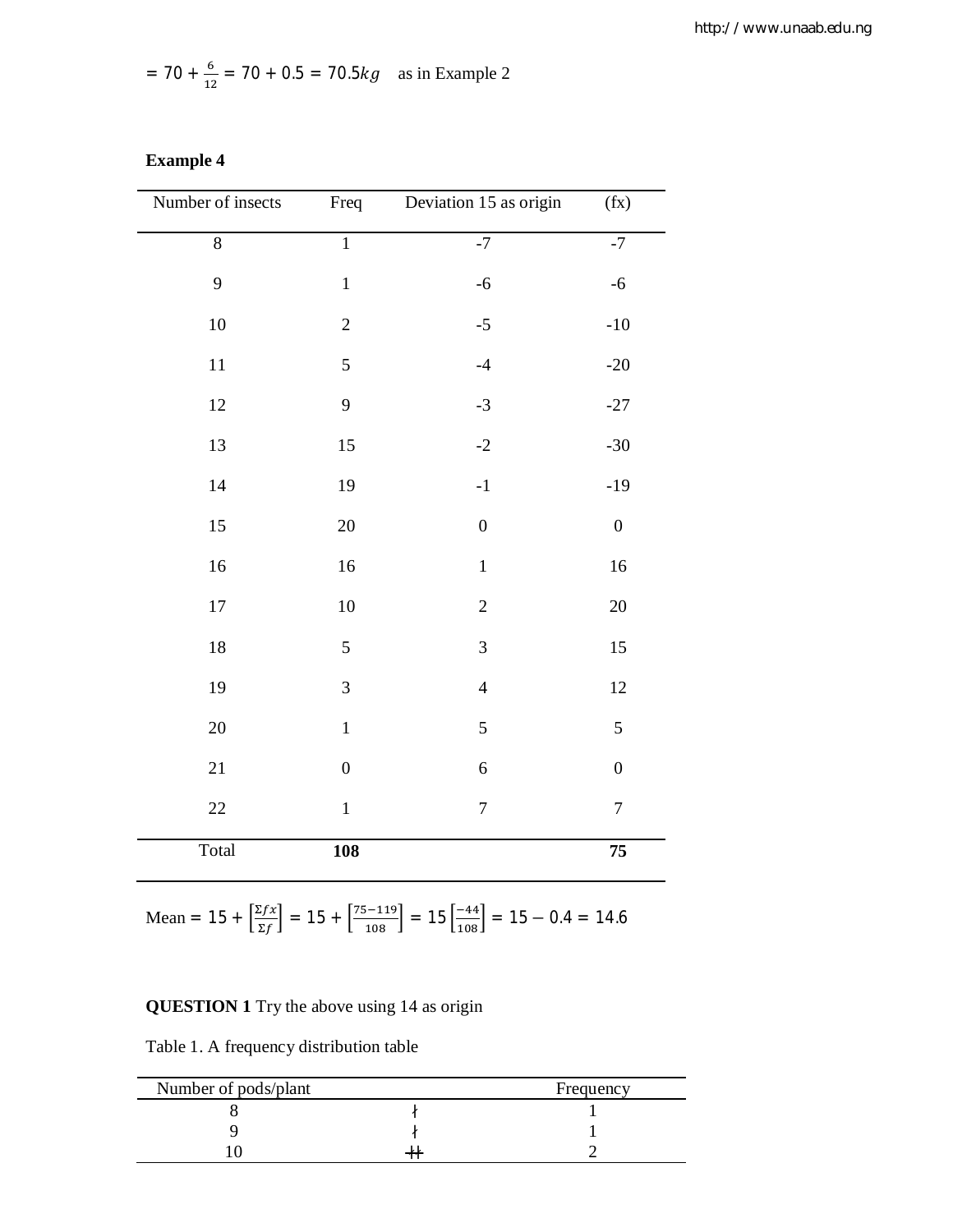$= 70 + \frac{6}{12} = 70 + 0.5 = 70.5kg$ as in Example 2

**Example 4**

| Number of insects | Freq | Deviation 15 as origin | (fx) |
|---|---|---|---|
| 8 | 1 | -7 | -7 |
| 9 | 1 | -6 | -6 |
| 10 | 2 | -5 | -10 |
| 11 | 5 | -4 | -20 |
| 12 | 9 | -3 | -27 |
| 13 | 15 | -2 | -30 |
| 14 | 19 | -1 | -19 |
| 15 | 20 | 0 | 0 |
| 16 | 16 | 1 | 16 |
| 17 | 10 | 2 | 20 |
| 18 | 5 | 3 | 15 |
| 19 | 3 | 4 | 12 |
| 20 | 1 | 5 | 5 |
| 21 | 0 | 6 | 0 |
| 22 | 1 | 7 | 7 |
| Total | **108** | | **75** |

Mean = $15 + \left[\frac{\Sigma fx}{\Sigma f}\right] = 15 + \left[\frac{75-119}{108}\right] = 15\left[\frac{-44}{108}\right] = 15 - 0.4 = 14.6$

**QUESTION 1** Try the above using 14 as origin

Table 1. A frequency distribution table

| Number of pods/plant | | Frequency |
|---|---|---|
| 8 | / | 1 |
| 9 | / | 1 |
| 10 | // | 2 |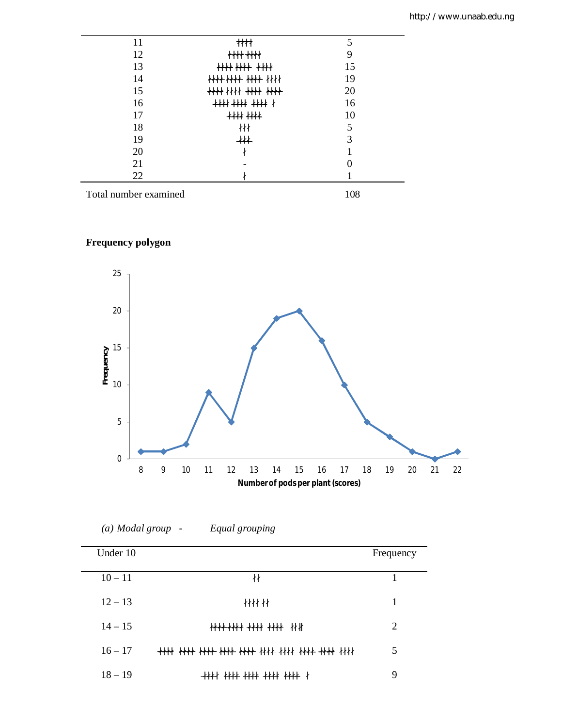| | | |
|---|---|---|
| 11 | \|\|\|\|\| | 5 |
| 12 | \|\|\|\|\| \|\|\|\| | 9 |
| 13 | \|\|\|\|\| \|\|\|\|\| \|\|\|\|\| | 15 |
| 14 | \|\|\|\|\| \|\|\|\|\| \|\|\|\|\| \|\|\|\| | 19 |
| 15 | \|\|\|\|\| \|\|\|\|\| \|\|\|\|\| \|\|\|\|\| | 20 |
| 16 | \|\|\|\|\| \|\|\|\|\| \|\|\|\|\| \| | 16 |
| 17 | \|\|\|\|\| \|\|\|\|\| | 10 |
| 18 | \|\|\|\|\| | 5 |
| 19 | \|\|\| | 3 |
| 20 | \| | 1 |
| 21 | - | 0 |
| 22 | \| | 1 |
| Total number examined | | 108 |

**Frequency polygon**

*(a) Modal group - Equal grouping*

| Under 10 | | Frequency |
|---|---|---|
| 10 – 11 | \|\| | 1 |
| 12 – 13 | \|\|\|\| \|\| | 1 |
| 14 – 15 | \|\|\|\|\| \|\|\|\|\| \|\|\|\|\| \|\|\|\|\| \|\|\|\| | 2 |
| 16 – 17 | \|\|\|\|\| \|\|\|\|\| \|\|\|\|\| \|\|\|\|\| \|\|\|\|\| \|\|\|\|\| \|\|\|\|\| \|\|\|\|\| \|\|\|\|\| \|\|\|\| | 5 |
| 18 – 19 | \|\|\|\|\| \|\|\|\|\| \|\|\|\|\| \|\|\|\|\| \|\|\|\|\| \| | 9 |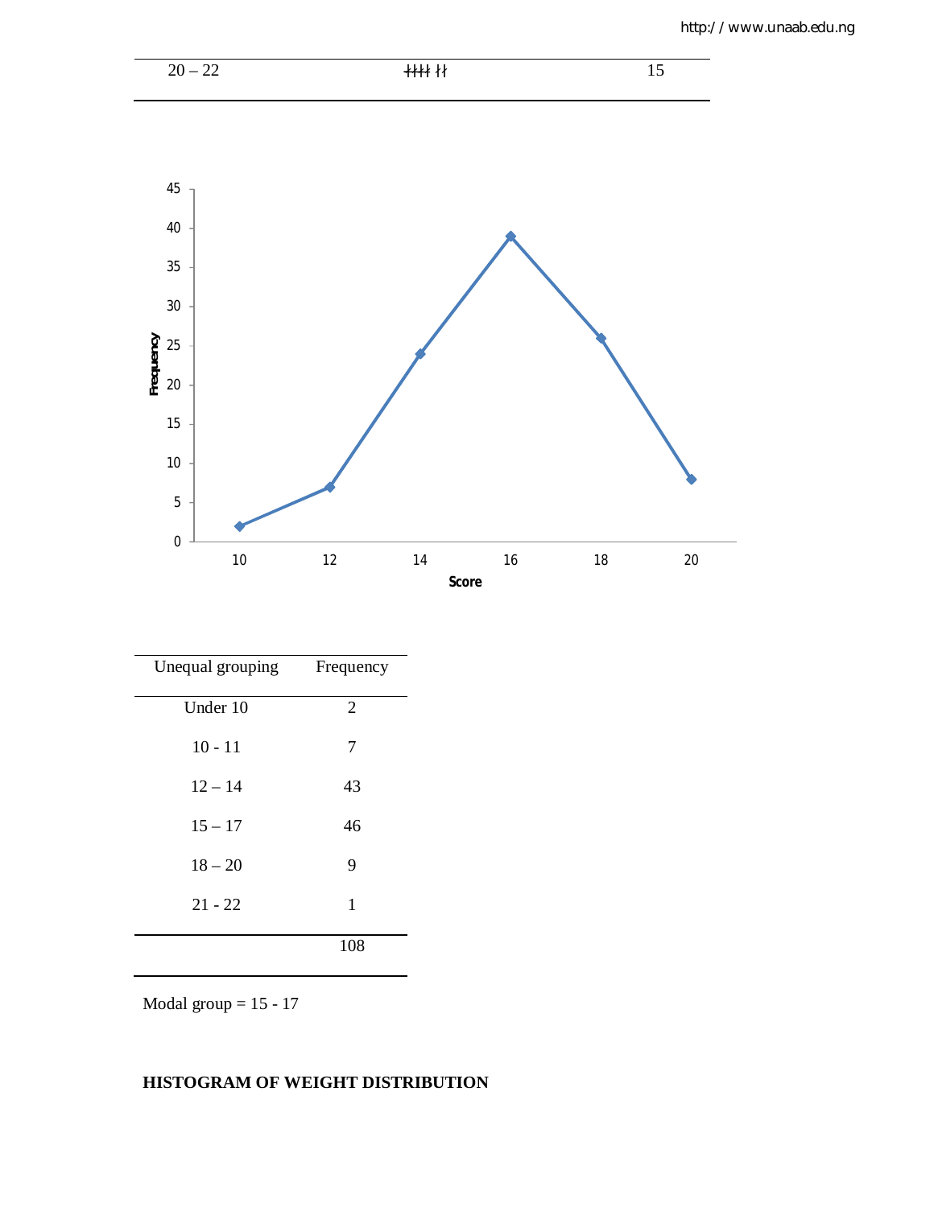| 20 – 22 | ~~||||~~ || | 15 |
|---|---|---|

| Unequal grouping | Frequency |
|---|---|
| Under 10 | 2 |
| 10 - 11 | 7 |
| 12 – 14 | 43 |
| 15 – 17 | 46 |
| 18 – 20 | 9 |
| 21 - 22 | 1 |
| | 108 |

Modal group = 15 - 17

**HISTOGRAM OF WEIGHT DISTRIBUTION**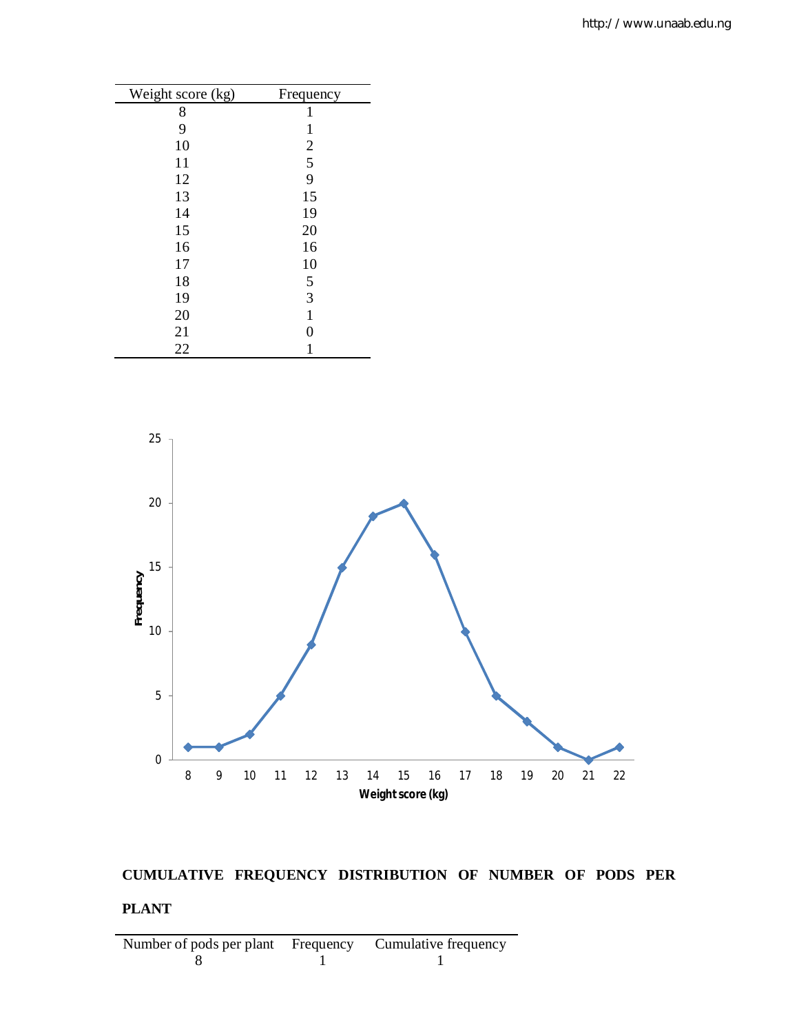| Weight score (kg) | Frequency |
|---|---|
| 8 | 1 |
| 9 | 1 |
| 10 | 2 |
| 11 | 5 |
| 12 | 9 |
| 13 | 15 |
| 14 | 19 |
| 15 | 20 |
| 16 | 16 |
| 17 | 10 |
| 18 | 5 |
| 19 | 3 |
| 20 | 1 |
| 21 | 0 |
| 22 | 1 |

**CUMULATIVE FREQUENCY DISTRIBUTION OF NUMBER OF PODS PER PLANT**

| Number of pods per plant | Frequency | Cumulative frequency |
|---|---|---|
| 8 | 1 | 1 |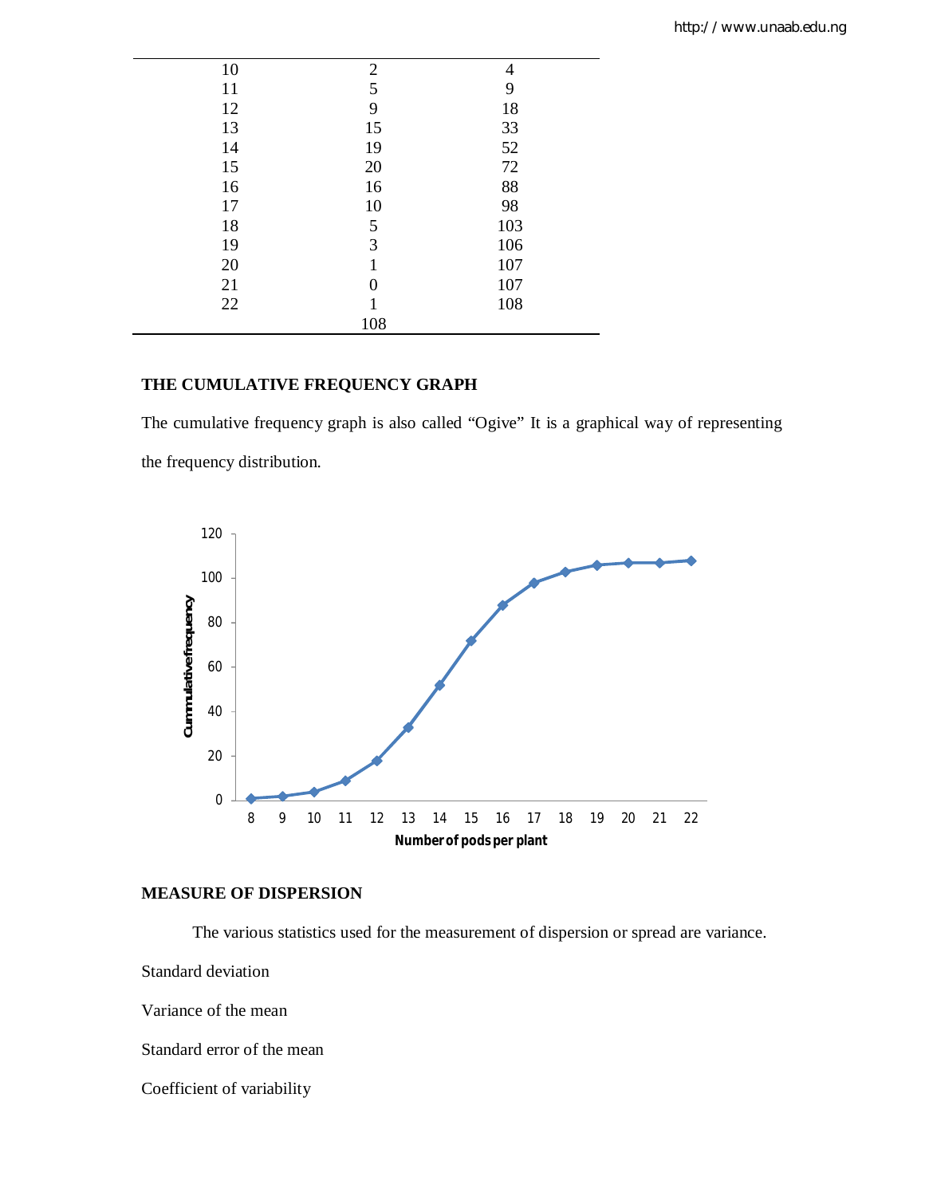| | | |
|---|---|---|
| 10 | 2 | 4 |
| 11 | 5 | 9 |
| 12 | 9 | 18 |
| 13 | 15 | 33 |
| 14 | 19 | 52 |
| 15 | 20 | 72 |
| 16 | 16 | 88 |
| 17 | 10 | 98 |
| 18 | 5 | 103 |
| 19 | 3 | 106 |
| 20 | 1 | 107 |
| 21 | 0 | 107 |
| 22 | 1 | 108 |
| | 108 | |

**THE CUMULATIVE FREQUENCY GRAPH**

The cumulative frequency graph is also called "Ogive" It is a graphical way of representing the frequency distribution.

**MEASURE OF DISPERSION**

The various statistics used for the measurement of dispersion or spread are variance.

Standard deviation

Variance of the mean

Standard error of the mean

Coefficient of variability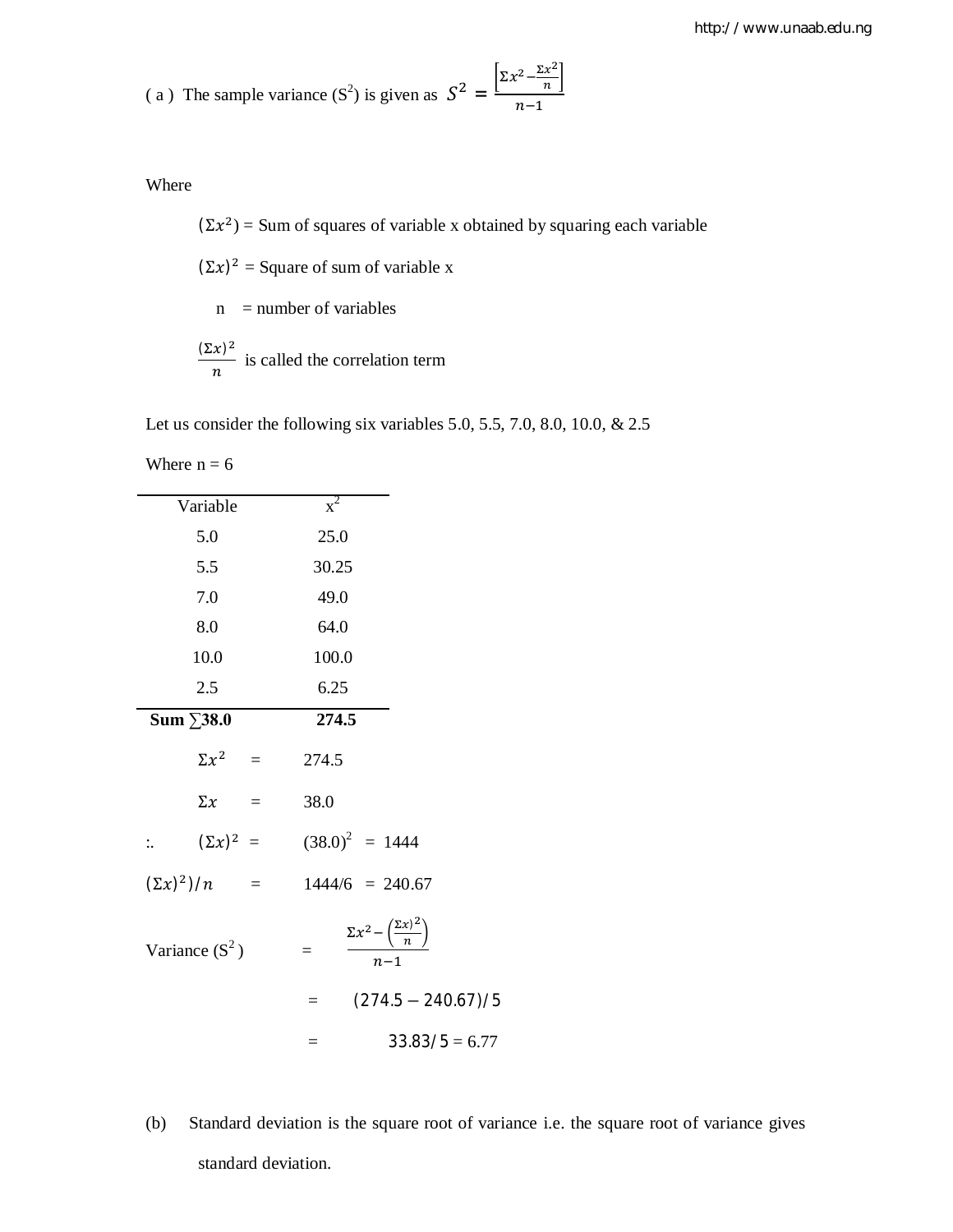( a ) The sample variance ($S^2$) is given as $S^2 = \frac{\left[\Sigma x^2 - \frac{\Sigma x^2}{n}\right]}{n-1}$

Where

$(\Sigma x^2)$ = Sum of squares of variable x obtained by squaring each variable

$(\Sigma x)^2$ = Square of sum of variable x

n = number of variables

$\frac{(\Sigma x)^2}{n}$ is called the correlation term

Let us consider the following six variables 5.0, 5.5, 7.0, 8.0, 10.0, & 2.5

Where n = 6

| Variable | $x^2$ |
|---|---|
| 5.0 | 25.0 |
| 5.5 | 30.25 |
| 7.0 | 49.0 |
| 8.0 | 64.0 |
| 10.0 | 100.0 |
| 2.5 | 6.25 |
| **Sum ∑38.0** | **274.5** |

$\Sigma x^2$ = 274.5

$\Sigma x$ = 38.0

:. $(\Sigma x)^2$ = $(38.0)^2$ = 1444

$(\Sigma x)^2)/n$ = 1444/6 = 240.67

Variance ($S^2$) = $\frac{\Sigma x^2 - \left(\frac{\Sigma x)^2}{n}\right)}{n-1}$

= $(274.5 - 240.67)/5$

= $33.83/5$ = 6.77

(b) Standard deviation is the square root of variance i.e. the square root of variance gives standard deviation.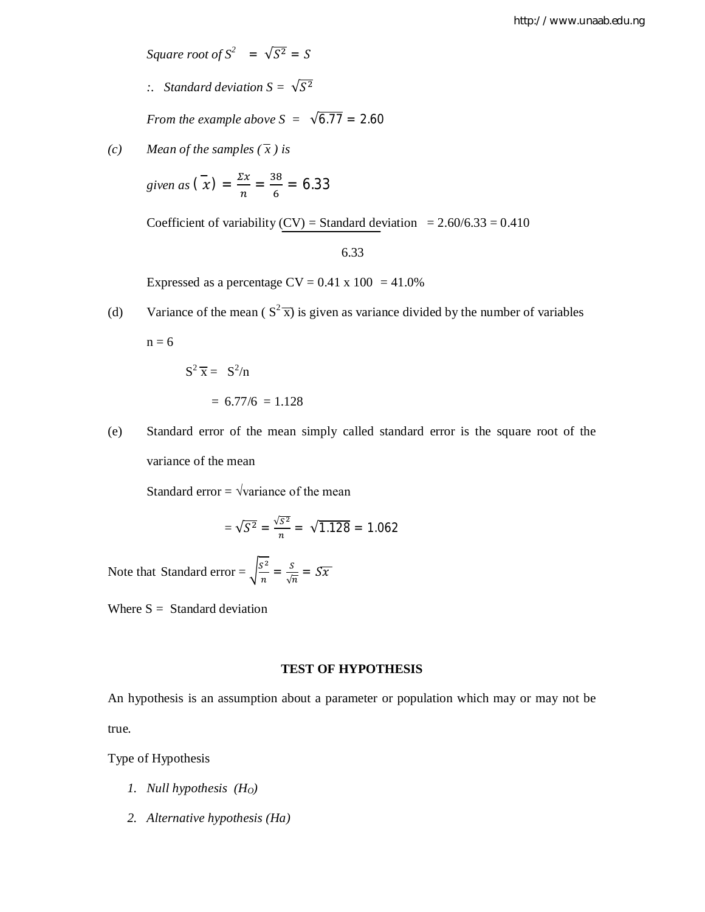*Square root of $S^2$* $= \sqrt{S^2} = S$

*∴ Standard deviation S =* $\sqrt{S^2}$

*From the example above S =* $\sqrt{6.77} = 2.60$

(c) *Mean of the samples ($\bar{x}$) is*

*given as* $(\bar{x}) = \frac{\Sigma x}{n} = \frac{38}{6} = 6.33$

Coefficient of variability (CV) = $\frac{\text{Standard deviation}}{6.33}$ = 2.60/6.33 = 0.410

Expressed as a percentage CV = 0.41 x 100 = 41.0%

(d) Variance of the mean ($S^2\bar{x}$) is given as variance divided by the number of variables

n = 6

$S^2\bar{x} = S^2/n$

= 6.77/6 = 1.128

(e) Standard error of the mean simply called standard error is the square root of the variance of the mean

Standard error = √variance of the mean

$= \sqrt{S^2} = \frac{\sqrt{S^2}}{n} = \sqrt{1.128} = 1.062$

Note that Standard error = $\sqrt{\frac{S^2}{n}} = \frac{S}{\sqrt{n}} = S\bar{x}$

Where S = Standard deviation

## TEST OF HYPOTHESIS

An hypothesis is an assumption about a parameter or population which may or may not be true.

Type of Hypothesis

1. *Null hypothesis ($H_O$)*
2. *Alternative hypothesis (Ha)*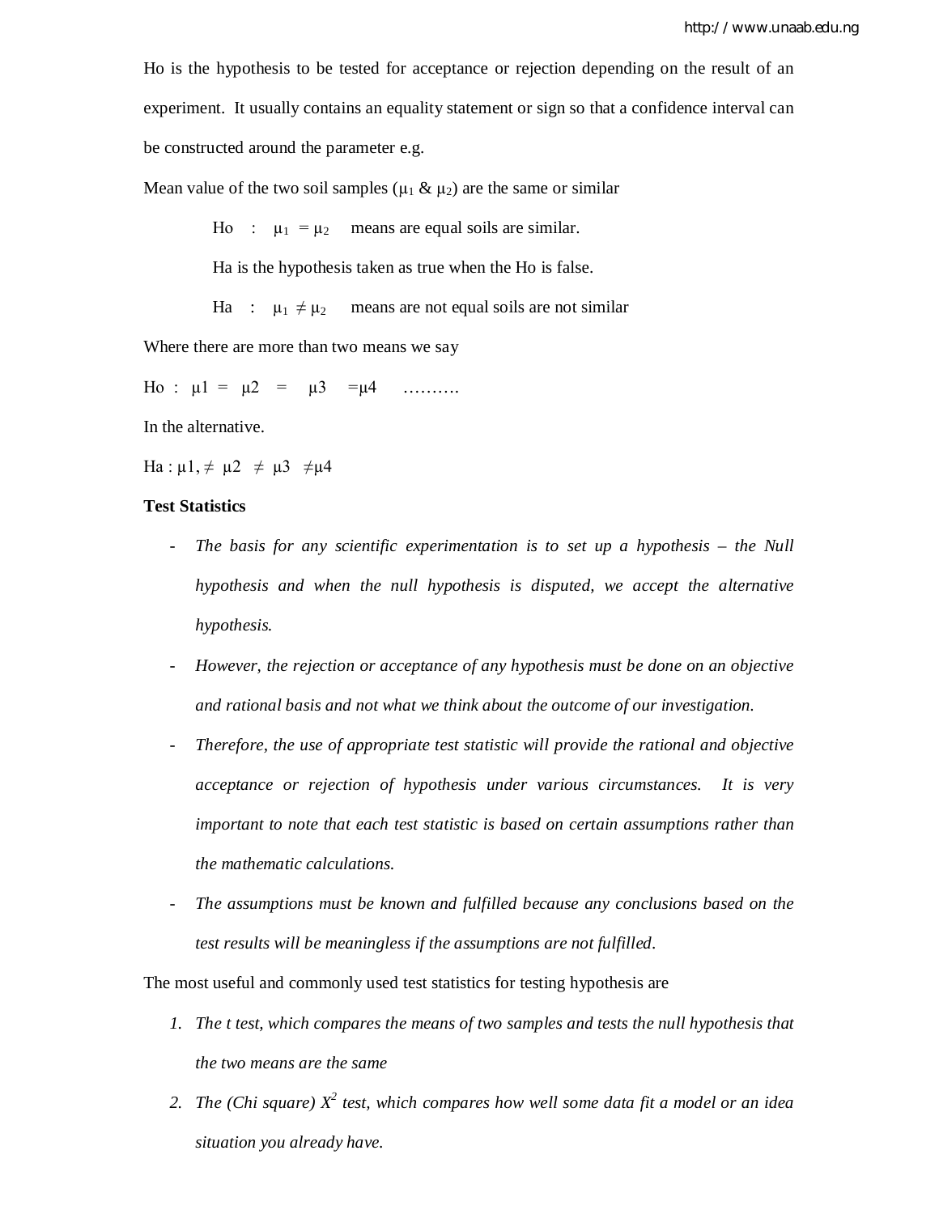Ho is the hypothesis to be tested for acceptance or rejection depending on the result of an experiment. It usually contains an equality statement or sign so that a confidence interval can be constructed around the parameter e.g.

Mean value of the two soil samples ($\mu_1$ & $\mu_2$) are the same or similar

Ho : $\mu_1 = \mu_2$ means are equal soils are similar.

Ha is the hypothesis taken as true when the Ho is false.

Ha : $\mu_1 \neq \mu_2$ means are not equal soils are not similar

Where there are more than two means we say

Ho : $\mu1 = \mu2 = \mu3 = \mu4$ ……….

In the alternative.

Ha : $\mu1, \neq \mu2 \neq \mu3 \neq \mu4$

**Test Statistics**

- *The basis for any scientific experimentation is to set up a hypothesis – the Null hypothesis and when the null hypothesis is disputed, we accept the alternative hypothesis.*
- *However, the rejection or acceptance of any hypothesis must be done on an objective and rational basis and not what we think about the outcome of our investigation.*
- *Therefore, the use of appropriate test statistic will provide the rational and objective acceptance or rejection of hypothesis under various circumstances. It is very important to note that each test statistic is based on certain assumptions rather than the mathematic calculations.*
- *The assumptions must be known and fulfilled because any conclusions based on the test results will be meaningless if the assumptions are not fulfilled.*

The most useful and commonly used test statistics for testing hypothesis are

1. *The t test, which compares the means of two samples and tests the null hypothesis that the two means are the same*
2. *The (Chi square) $X^2$ test, which compares how well some data fit a model or an idea situation you already have.*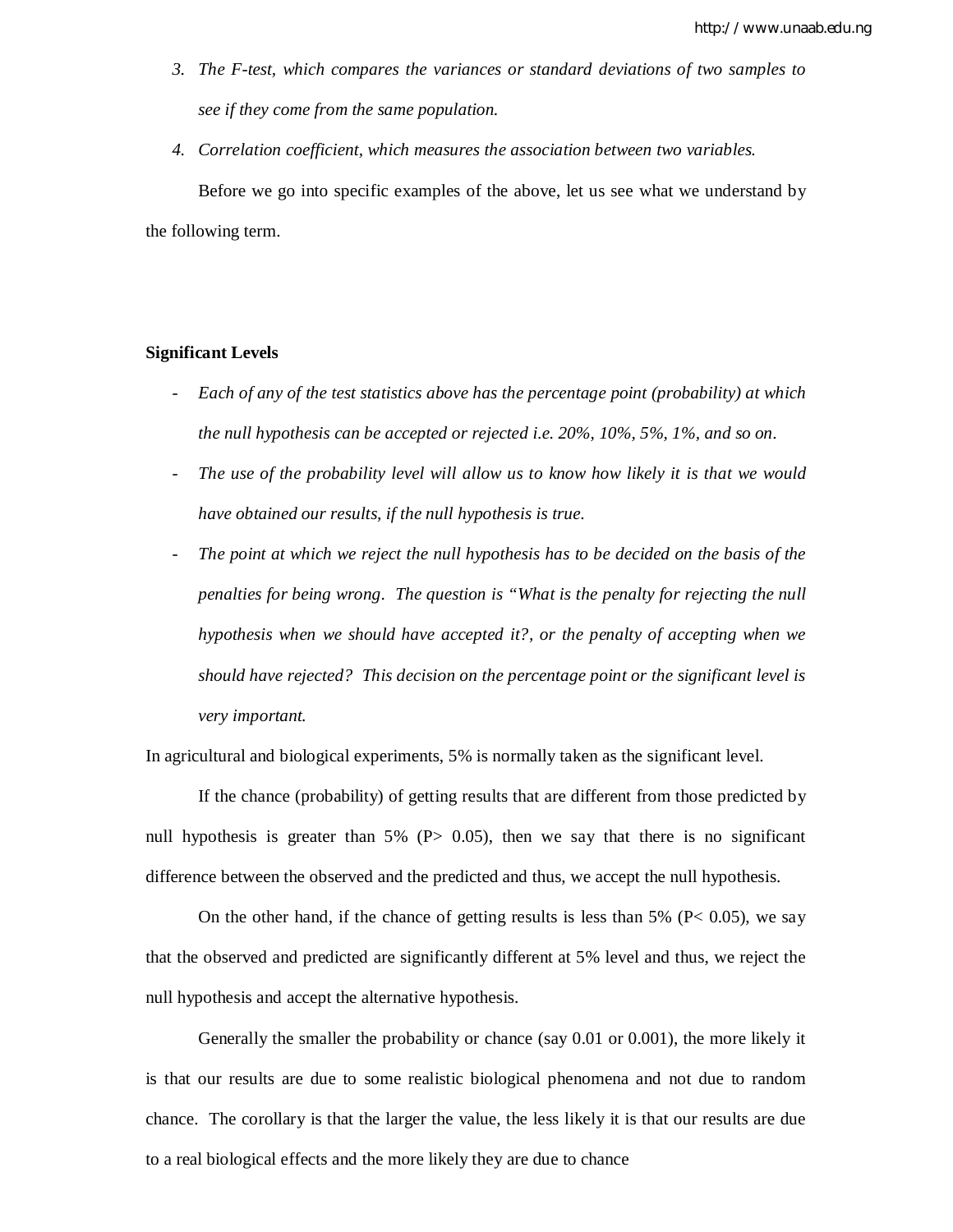3. *The F-test, which compares the variances or standard deviations of two samples to see if they come from the same population.*
4. *Correlation coefficient, which measures the association between two variables.*

Before we go into specific examples of the above, let us see what we understand by the following term.

**Significant Levels**

- *Each of any of the test statistics above has the percentage point (probability) at which the null hypothesis can be accepted or rejected i.e. 20%, 10%, 5%, 1%, and so on.*
- *The use of the probability level will allow us to know how likely it is that we would have obtained our results, if the null hypothesis is true.*
- *The point at which we reject the null hypothesis has to be decided on the basis of the penalties for being wrong. The question is "What is the penalty for rejecting the null hypothesis when we should have accepted it?, or the penalty of accepting when we should have rejected? This decision on the percentage point or the significant level is very important.*

In agricultural and biological experiments, 5% is normally taken as the significant level.

If the chance (probability) of getting results that are different from those predicted by null hypothesis is greater than 5% ($P > 0.05$), then we say that there is no significant difference between the observed and the predicted and thus, we accept the null hypothesis.

On the other hand, if the chance of getting results is less than 5% ($P < 0.05$), we say that the observed and predicted are significantly different at 5% level and thus, we reject the null hypothesis and accept the alternative hypothesis.

Generally the smaller the probability or chance (say 0.01 or 0.001), the more likely it is that our results are due to some realistic biological phenomena and not due to random chance. The corollary is that the larger the value, the less likely it is that our results are due to a real biological effects and the more likely they are due to chance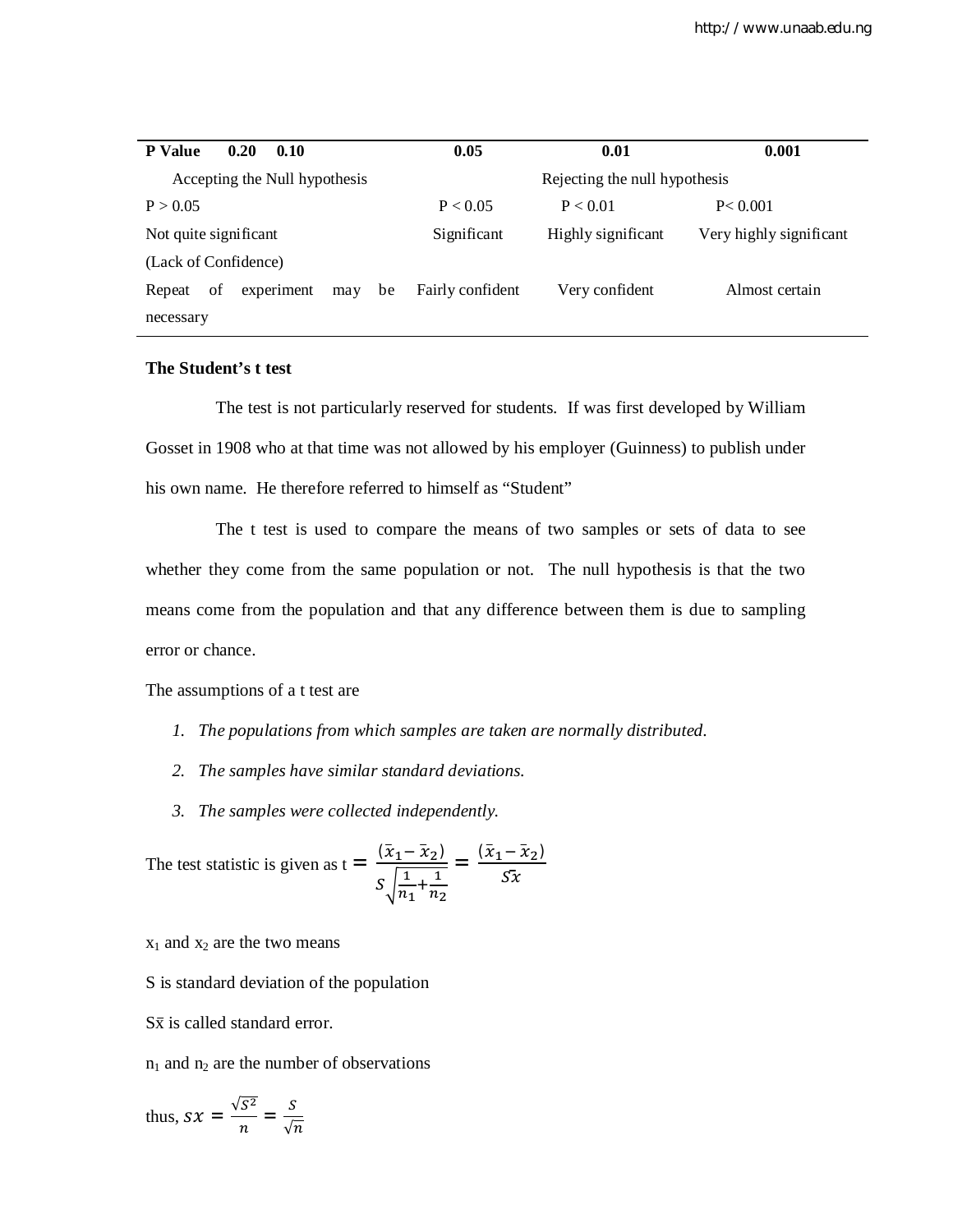| P Value 0.20 0.10 | 0.05 | 0.01 | 0.001 |
|---|---|---|---|
| Accepting the Null hypothesis | Rejecting the null hypothesis | | |
| $P > 0.05$ | $P < 0.05$ | $P < 0.01$ | $P < 0.001$ |
| Not quite significant (Lack of Confidence) | Significant | Highly significant | Very highly significant |
| Repeat of experiment may be necessary | Fairly confident | Very confident | Almost certain |

**The Student's t test**

The test is not particularly reserved for students. If was first developed by William Gosset in 1908 who at that time was not allowed by his employer (Guinness) to publish under his own name. He therefore referred to himself as "Student"

The t test is used to compare the means of two samples or sets of data to see whether they come from the same population or not. The null hypothesis is that the two means come from the population and that any difference between them is due to sampling error or chance.

The assumptions of a t test are

1. *The populations from which samples are taken are normally distributed.*
2. *The samples have similar standard deviations.*
3. *The samples were collected independently.*

The test statistic is given as $t = \frac{(\bar{x}_1 - \bar{x}_2)}{S\sqrt{\frac{1}{n_1}+\frac{1}{n_2}}} = \frac{(\bar{x}_1 - \bar{x}_2)}{S\bar{x}}$

$x_1$ and $x_2$ are the two means

S is standard deviation of the population

$S\bar{x}$ is called standard error.

$n_1$ and $n_2$ are the number of observations

thus, $sx = \frac{\sqrt{S^2}}{n} = \frac{S}{\sqrt{n}}$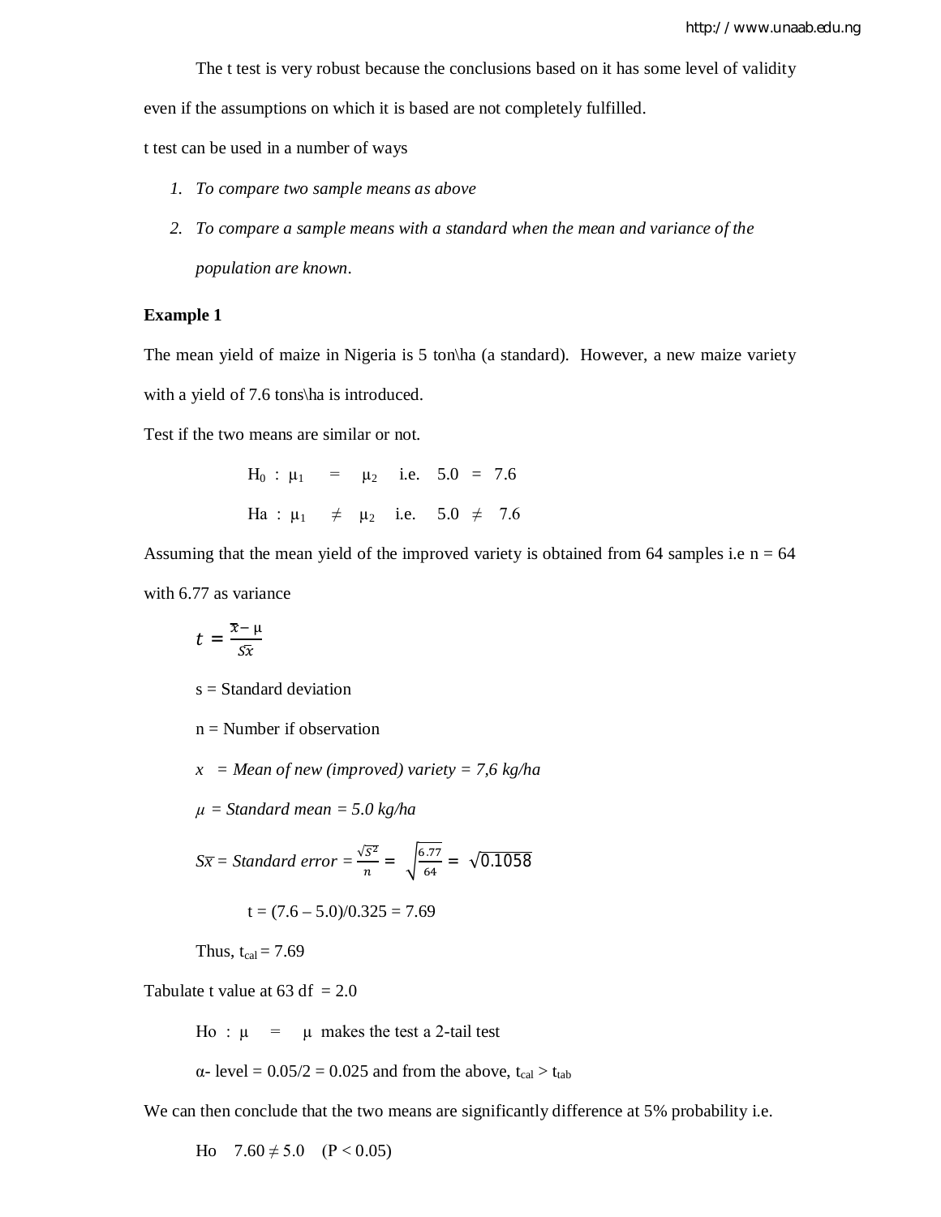The t test is very robust because the conclusions based on it has some level of validity even if the assumptions on which it is based are not completely fulfilled.

t test can be used in a number of ways

1. *To compare two sample means as above*
2. *To compare a sample means with a standard when the mean and variance of the population are known.*

**Example 1**

The mean yield of maize in Nigeria is 5 ton\ha (a standard). However, a new maize variety with a yield of 7.6 tons\ha is introduced.

Test if the two means are similar or not.

$H_0 : \mu_1 = \mu_2$ i.e. $5.0 = 7.6$

$Ha : \mu_1 \neq \mu_2$ i.e. $5.0 \neq 7.6$

Assuming that the mean yield of the improved variety is obtained from 64 samples i.e n = 64 with 6.77 as variance

$$t = \frac{\bar{x} - \mu}{S\bar{x}}$$

s = Standard deviation

n = Number if observation

*x = Mean of new (improved) variety = 7,6 kg/ha*

*$\mu$ = Standard mean = 5.0 kg/ha*

*$S\bar{x}$ = Standard error* $= \frac{\sqrt{S^2}}{n} = \sqrt{\frac{6.77}{64}} = \sqrt{0.1058}$

t = (7.6 – 5.0)/0.325 = 7.69

Thus, $t_{cal} = 7.69$

Tabulate t value at 63 df = 2.0

Ho : $\mu = \mu$ makes the test a 2-tail test

$\alpha$- level = 0.05/2 = 0.025 and from the above, $t_{cal} > t_{tab}$

We can then conclude that the two means are significantly difference at 5% probability i.e.

Ho $7.60 \neq 5.0$ $(P < 0.05)$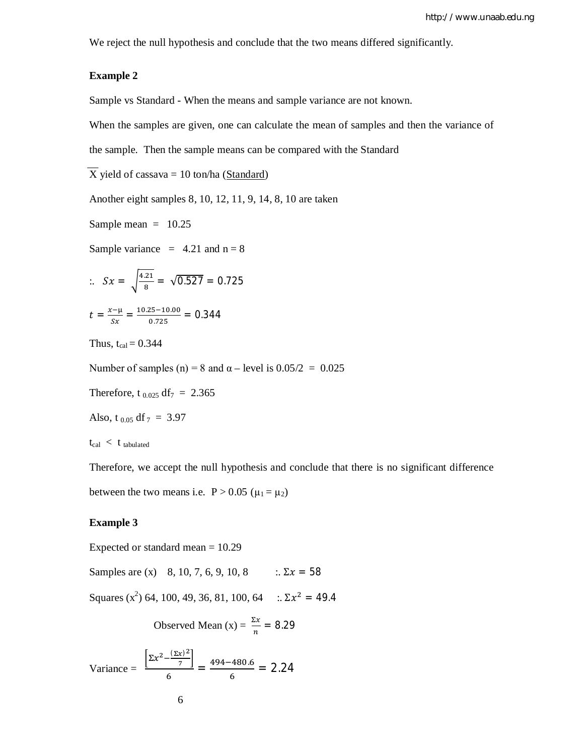We reject the null hypothesis and conclude that the two means differed significantly.

**Example 2**

Sample vs Standard - When the means and sample variance are not known.

When the samples are given, one can calculate the mean of samples and then the variance of the sample. Then the sample means can be compared with the Standard

$\overline{X}$ yield of cassava = 10 ton/ha (Standard)

Another eight samples 8, 10, 12, 11, 9, 14, 8, 10 are taken

Sample mean = 10.25

Sample variance = 4.21 and n = 8

$\therefore \; Sx = \sqrt{\frac{4.21}{8}} = \sqrt{0.527} = 0.725$

$t = \frac{x - \mu}{Sx} = \frac{10.25 - 10.00}{0.725} = 0.344$

Thus, $t_{cal} = 0.344$

Number of samples (n) = 8 and α – level is 0.05/2 = 0.025

Therefore, $t_{0.025}\, df_7 = 2.365$

Also, $t_{0.05}\, df_7 = 3.97$

$t_{cal} < t_{tabulated}$

Therefore, we accept the null hypothesis and conclude that there is no significant difference between the two means i.e. $P > 0.05$ ($\mu_1 = \mu_2$)

**Example 3**

Expected or standard mean = 10.29

Samples are (x) 8, 10, 7, 6, 9, 10, 8 $\therefore \Sigma x = 58$

Squares ($x^2$) 64, 100, 49, 36, 81, 100, 64 $\therefore \Sigma x^2 = 49.4$

Observed Mean (x) = $\frac{\Sigma x}{n} = 8.29$

$$\text{Variance} = \frac{\left[\Sigma x^2 - \frac{(\Sigma x)^2}{7}\right]}{6} = \frac{494 - 480.6}{6} = 2.24$$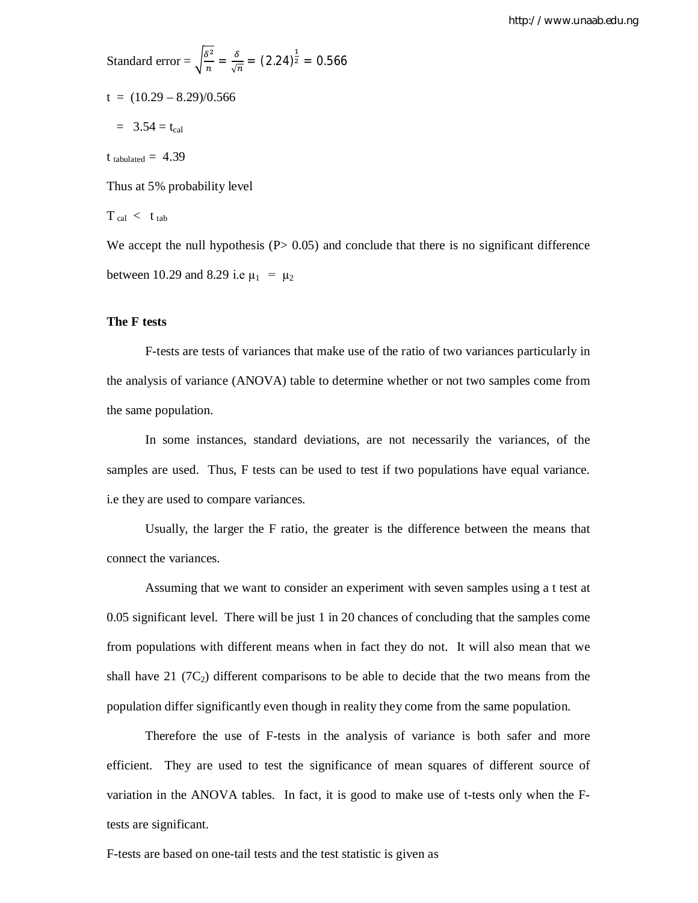Standard error = $\sqrt{\frac{\delta^2}{n}} = \frac{\delta}{\sqrt{n}} = (2.24)^{\frac{1}{2}} = 0.566$

t = (10.29 – 8.29)/0.566

= 3.54 = $t_{cal}$

$t_{tabulated}$ = 4.39

Thus at 5% probability level

$T_{cal} < t_{tab}$

We accept the null hypothesis (P> 0.05) and conclude that there is no significant difference between 10.29 and 8.29 i.e $\mu_1 = \mu_2$

**The F tests**

F-tests are tests of variances that make use of the ratio of two variances particularly in the analysis of variance (ANOVA) table to determine whether or not two samples come from the same population.

In some instances, standard deviations, are not necessarily the variances, of the samples are used. Thus, F tests can be used to test if two populations have equal variance. i.e they are used to compare variances.

Usually, the larger the F ratio, the greater is the difference between the means that connect the variances.

Assuming that we want to consider an experiment with seven samples using a t test at 0.05 significant level. There will be just 1 in 20 chances of concluding that the samples come from populations with different means when in fact they do not. It will also mean that we shall have 21 ($7C_2$) different comparisons to be able to decide that the two means from the population differ significantly even though in reality they come from the same population.

Therefore the use of F-tests in the analysis of variance is both safer and more efficient. They are used to test the significance of mean squares of different source of variation in the ANOVA tables. In fact, it is good to make use of t-tests only when the F-tests are significant.

F-tests are based on one-tail tests and the test statistic is given as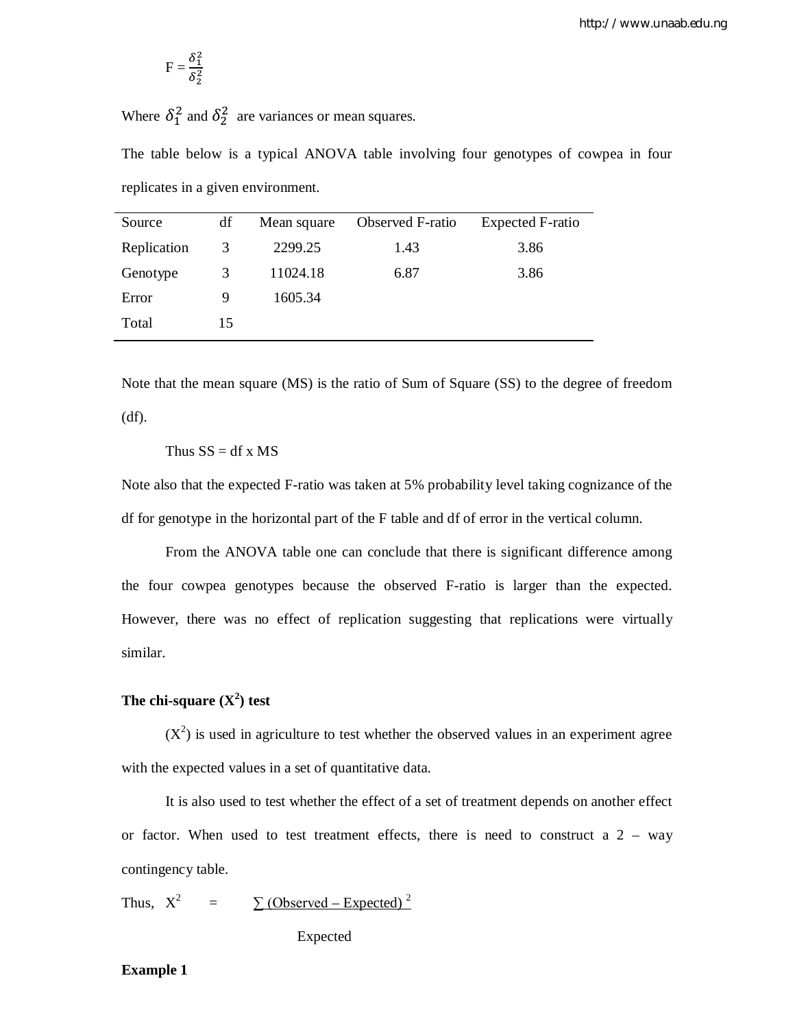$$F = \frac{\delta_1^2}{\delta_2^2}$$

Where $\delta_1^2$ and $\delta_2^2$ are variances or mean squares.

The table below is a typical ANOVA table involving four genotypes of cowpea in four replicates in a given environment.

| Source | df | Mean square | Observed F-ratio | Expected F-ratio |
|---|---|---|---|---|
| Replication | 3 | 2299.25 | 1.43 | 3.86 |
| Genotype | 3 | 11024.18 | 6.87 | 3.86 |
| Error | 9 | 1605.34 | | |
| Total | 15 | | | |

Note that the mean square (MS) is the ratio of Sum of Square (SS) to the degree of freedom (df).

Thus SS = df x MS

Note also that the expected F-ratio was taken at 5% probability level taking cognizance of the df for genotype in the horizontal part of the F table and df of error in the vertical column.

From the ANOVA table one can conclude that there is significant difference among the four cowpea genotypes because the observed F-ratio is larger than the expected. However, there was no effect of replication suggesting that replications were virtually similar.

**The chi-square ($X^2$) test**

($X^2$) is used in agriculture to test whether the observed values in an experiment agree with the expected values in a set of quantitative data.

It is also used to test whether the effect of a set of treatment depends on another effect or factor. When used to test treatment effects, there is need to construct a 2 – way contingency table.

$$\text{Thus,} \quad X^2 = \frac{\sum (\text{Observed} - \text{Expected})^2}{\text{Expected}}$$

**Example 1**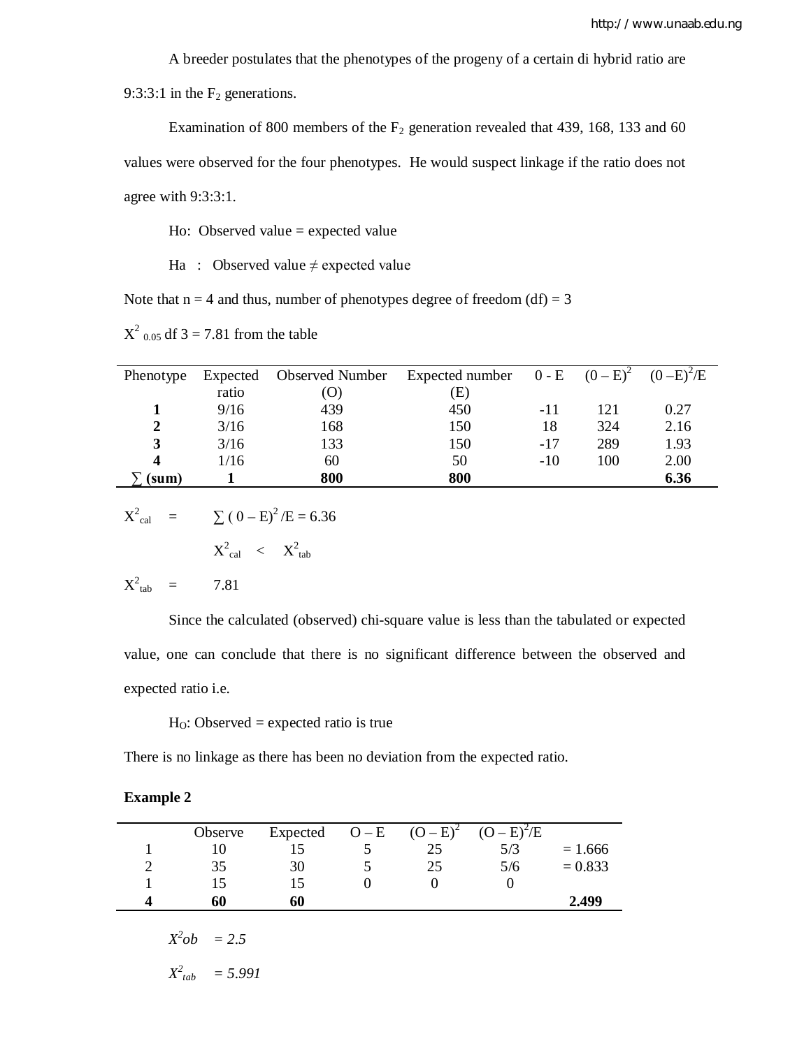A breeder postulates that the phenotypes of the progeny of a certain di hybrid ratio are 9:3:3:1 in the $F_2$ generations.

Examination of 800 members of the $F_2$ generation revealed that 439, 168, 133 and 60 values were observed for the four phenotypes. He would suspect linkage if the ratio does not agree with 9:3:3:1.

Ho: Observed value = expected value

Ha : Observed value ≠ expected value

Note that n = 4 and thus, number of phenotypes degree of freedom (df) = 3

$X^2_{0.05}$ df 3 = 7.81 from the table

| Phenotype | Expected ratio | Observed Number (O) | Expected number (E) | 0 - E | $(0 – E)^2$ | $(0 –E)^2/E$ |
|---|---|---|---|---|---|---|
| **1** | 9/16 | 439 | 450 | -11 | 121 | 0.27 |
| **2** | 3/16 | 168 | 150 | 18 | 324 | 2.16 |
| **3** | 3/16 | 133 | 150 | -17 | 289 | 1.93 |
| **4** | 1/16 | 60 | 50 | -10 | 100 | 2.00 |
| **∑ (sum)** | **1** | **800** | **800** | | | **6.36** |

$X^2_{cal}$ = $\sum (0 – E)^2/E = 6.36$

$X^2_{cal} < X^2_{tab}$

$X^2_{tab}$ = 7.81

Since the calculated (observed) chi-square value is less than the tabulated or expected value, one can conclude that there is no significant difference between the observed and expected ratio i.e.

$H_O$: Observed = expected ratio is true

There is no linkage as there has been no deviation from the expected ratio.

**Example 2**

| | Observe | Expected | O – E | $(O – E)^2$ | $(O – E)^2/E$ | |
|---|---|---|---|---|---|---|
| 1 | 10 | 15 | 5 | 25 | 5/3 | = 1.666 |
| 2 | 35 | 30 | 5 | 25 | 5/6 | = 0.833 |
| 1 | 15 | 15 | 0 | 0 | 0 | |
| **4** | **60** | **60** | | | | **2.499** |

*$X^2ob$ = 2.5*

*$X^2_{tab}$ = 5.991*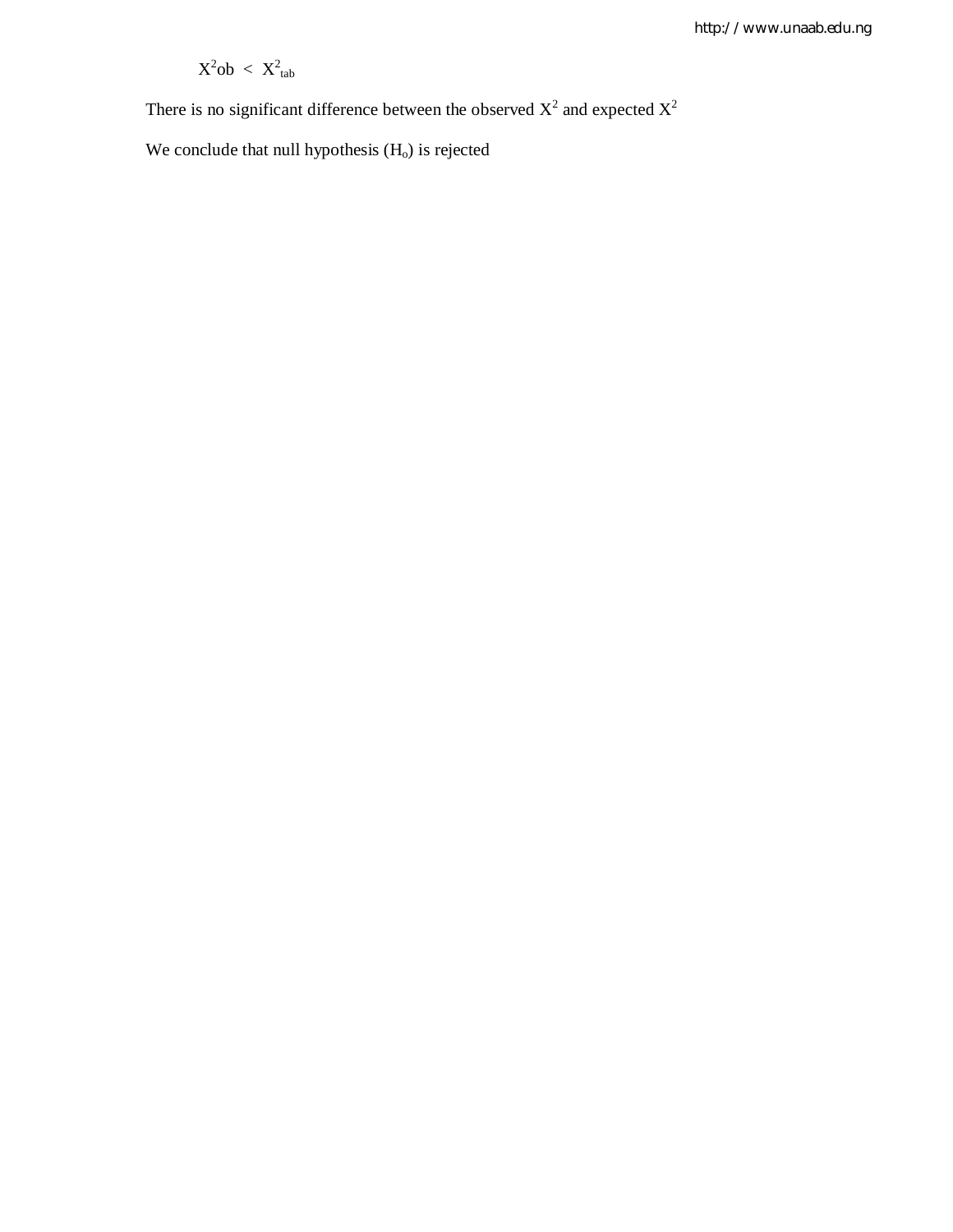$X^2ob < X^2_{tab}$

There is no significant difference between the observed $X^2$ and expected $X^2$

We conclude that null hypothesis ($H_o$) is rejected